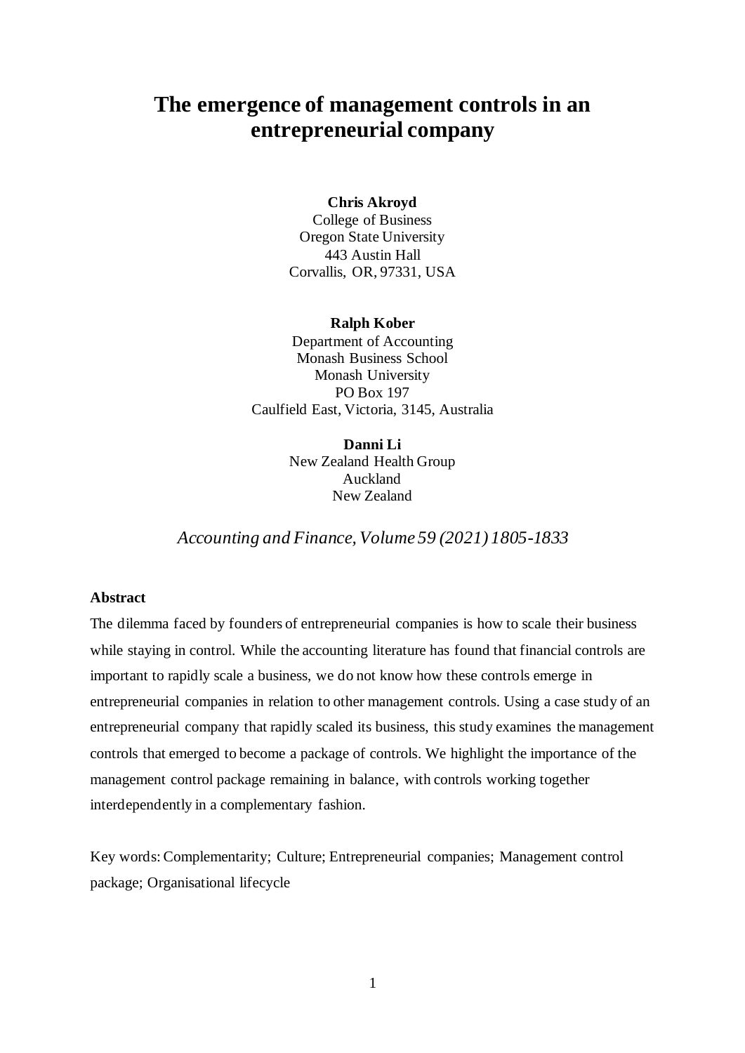# The emergence of management controls in an entrepreneurial company

**Chris Akroyd**
College of Business
Oregon State University
443 Austin Hall
Corvallis, OR, 97331, USA

**Ralph Kober**
Department of Accounting
Monash Business School
Monash University
PO Box 197
Caulfield East, Victoria, 3145, Australia

**Danni Li**
New Zealand Health Group
Auckland
New Zealand

*Accounting and Finance, Volume 59 (2021) 1805-1833*

**Abstract**

The dilemma faced by founders of entrepreneurial companies is how to scale their business while staying in control. While the accounting literature has found that financial controls are important to rapidly scale a business, we do not know how these controls emerge in entrepreneurial companies in relation to other management controls. Using a case study of an entrepreneurial company that rapidly scaled its business, this study examines the management controls that emerged to become a package of controls. We highlight the importance of the management control package remaining in balance, with controls working together interdependently in a complementary fashion.

Key words: Complementarity; Culture; Entrepreneurial companies; Management control package; Organisational lifecycle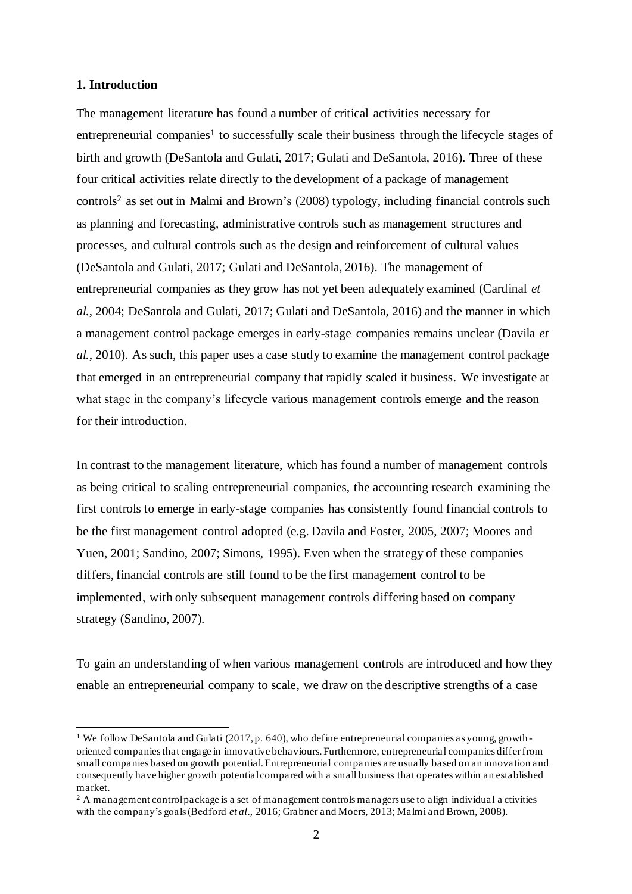## 1. Introduction

The management literature has found a number of critical activities necessary for entrepreneurial companies[1] to successfully scale their business through the lifecycle stages of birth and growth (DeSantola and Gulati, 2017; Gulati and DeSantola, 2016). Three of these four critical activities relate directly to the development of a package of management controls[2] as set out in Malmi and Brown's (2008) typology, including financial controls such as planning and forecasting, administrative controls such as management structures and processes, and cultural controls such as the design and reinforcement of cultural values (DeSantola and Gulati, 2017; Gulati and DeSantola, 2016). The management of entrepreneurial companies as they grow has not yet been adequately examined (Cardinal *et al.*, 2004; DeSantola and Gulati, 2017; Gulati and DeSantola, 2016) and the manner in which a management control package emerges in early-stage companies remains unclear (Davila *et al.*, 2010). As such, this paper uses a case study to examine the management control package that emerged in an entrepreneurial company that rapidly scaled it business. We investigate at what stage in the company's lifecycle various management controls emerge and the reason for their introduction.

In contrast to the management literature, which has found a number of management controls as being critical to scaling entrepreneurial companies, the accounting research examining the first controls to emerge in early-stage companies has consistently found financial controls to be the first management control adopted (e.g. Davila and Foster, 2005, 2007; Moores and Yuen, 2001; Sandino, 2007; Simons, 1995). Even when the strategy of these companies differs, financial controls are still found to be the first management control to be implemented, with only subsequent management controls differing based on company strategy (Sandino, 2007).

To gain an understanding of when various management controls are introduced and how they enable an entrepreneurial company to scale, we draw on the descriptive strengths of a case

[1] We follow DeSantola and Gulati (2017, p. 640), who define entrepreneurial companies as young, growth-oriented companies that engage in innovative behaviours. Furthermore, entrepreneurial companies differ from small companies based on growth potential. Entrepreneurial companies are usually based on an innovation and consequently have higher growth potential compared with a small business that operates within an established market.

[2] A management control package is a set of management controls managers use to align individual activities with the company's goals (Bedford *et al.*, 2016; Grabner and Moers, 2013; Malmi and Brown, 2008).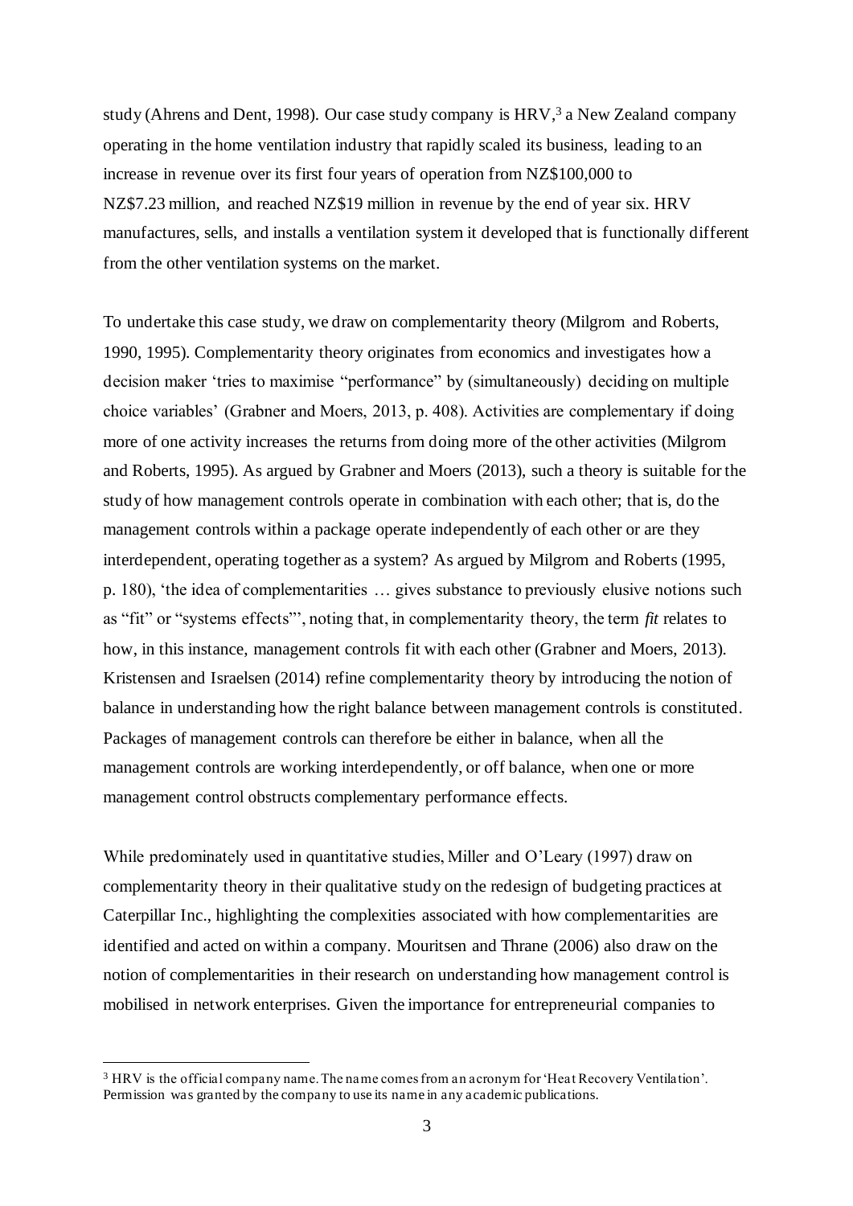study (Ahrens and Dent, 1998). Our case study company is HRV,[3] a New Zealand company operating in the home ventilation industry that rapidly scaled its business, leading to an increase in revenue over its first four years of operation from NZ$100,000 to NZ$7.23 million, and reached NZ$19 million in revenue by the end of year six. HRV manufactures, sells, and installs a ventilation system it developed that is functionally different from the other ventilation systems on the market.

To undertake this case study, we draw on complementarity theory (Milgrom and Roberts, 1990, 1995). Complementarity theory originates from economics and investigates how a decision maker 'tries to maximise "performance" by (simultaneously) deciding on multiple choice variables' (Grabner and Moers, 2013, p. 408). Activities are complementary if doing more of one activity increases the returns from doing more of the other activities (Milgrom and Roberts, 1995). As argued by Grabner and Moers (2013), such a theory is suitable for the study of how management controls operate in combination with each other; that is, do the management controls within a package operate independently of each other or are they interdependent, operating together as a system? As argued by Milgrom and Roberts (1995, p. 180), 'the idea of complementarities … gives substance to previously elusive notions such as "fit" or "systems effects"', noting that, in complementarity theory, the term *fit* relates to how, in this instance, management controls fit with each other (Grabner and Moers, 2013). Kristensen and Israelsen (2014) refine complementarity theory by introducing the notion of balance in understanding how the right balance between management controls is constituted. Packages of management controls can therefore be either in balance, when all the management controls are working interdependently, or off balance, when one or more management control obstructs complementary performance effects.

While predominately used in quantitative studies, Miller and O'Leary (1997) draw on complementarity theory in their qualitative study on the redesign of budgeting practices at Caterpillar Inc., highlighting the complexities associated with how complementarities are identified and acted on within a company. Mouritsen and Thrane (2006) also draw on the notion of complementarities in their research on understanding how management control is mobilised in network enterprises. Given the importance for entrepreneurial companies to

[3] HRV is the official company name. The name comes from an acronym for 'Heat Recovery Ventilation'. Permission was granted by the company to use its name in any academic publications.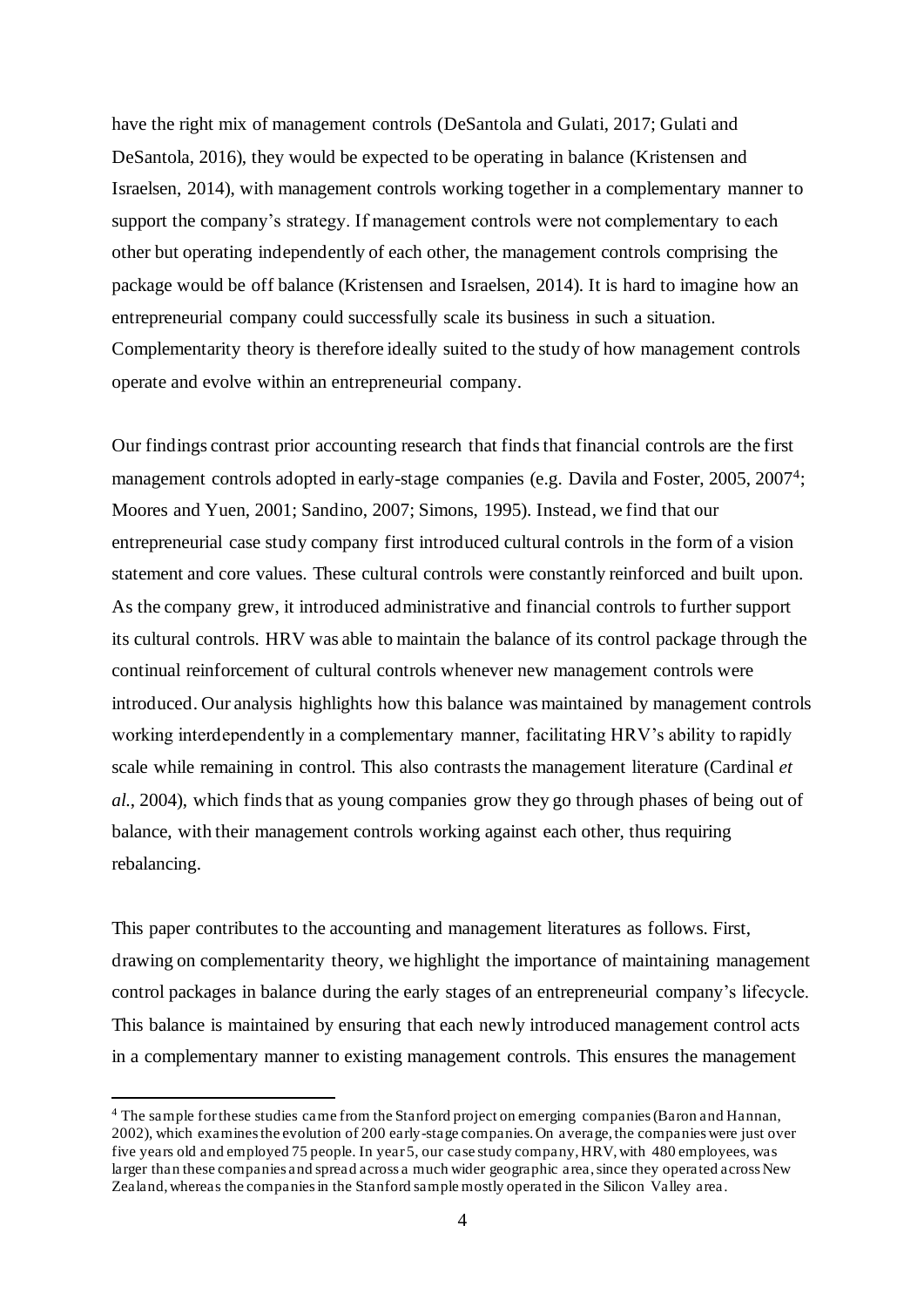have the right mix of management controls (DeSantola and Gulati, 2017; Gulati and DeSantola, 2016), they would be expected to be operating in balance (Kristensen and Israelsen, 2014), with management controls working together in a complementary manner to support the company's strategy. If management controls were not complementary to each other but operating independently of each other, the management controls comprising the package would be off balance (Kristensen and Israelsen, 2014). It is hard to imagine how an entrepreneurial company could successfully scale its business in such a situation. Complementarity theory is therefore ideally suited to the study of how management controls operate and evolve within an entrepreneurial company.

Our findings contrast prior accounting research that finds that financial controls are the first management controls adopted in early-stage companies (e.g. Davila and Foster, 2005, 2007[4]; Moores and Yuen, 2001; Sandino, 2007; Simons, 1995). Instead, we find that our entrepreneurial case study company first introduced cultural controls in the form of a vision statement and core values. These cultural controls were constantly reinforced and built upon. As the company grew, it introduced administrative and financial controls to further support its cultural controls. HRV was able to maintain the balance of its control package through the continual reinforcement of cultural controls whenever new management controls were introduced. Our analysis highlights how this balance was maintained by management controls working interdependently in a complementary manner, facilitating HRV's ability to rapidly scale while remaining in control. This also contrasts the management literature (Cardinal *et al.*, 2004), which finds that as young companies grow they go through phases of being out of balance, with their management controls working against each other, thus requiring rebalancing.

This paper contributes to the accounting and management literatures as follows. First, drawing on complementarity theory, we highlight the importance of maintaining management control packages in balance during the early stages of an entrepreneurial company's lifecycle. This balance is maintained by ensuring that each newly introduced management control acts in a complementary manner to existing management controls. This ensures the management

[4] The sample for these studies came from the Stanford project on emerging companies (Baron and Hannan, 2002), which examines the evolution of 200 early-stage companies. On average, the companies were just over five years old and employed 75 people. In year 5, our case study company, HRV, with 480 employees, was larger than these companies and spread across a much wider geographic area, since they operated across New Zealand, whereas the companies in the Stanford sample mostly operated in the Silicon Valley area.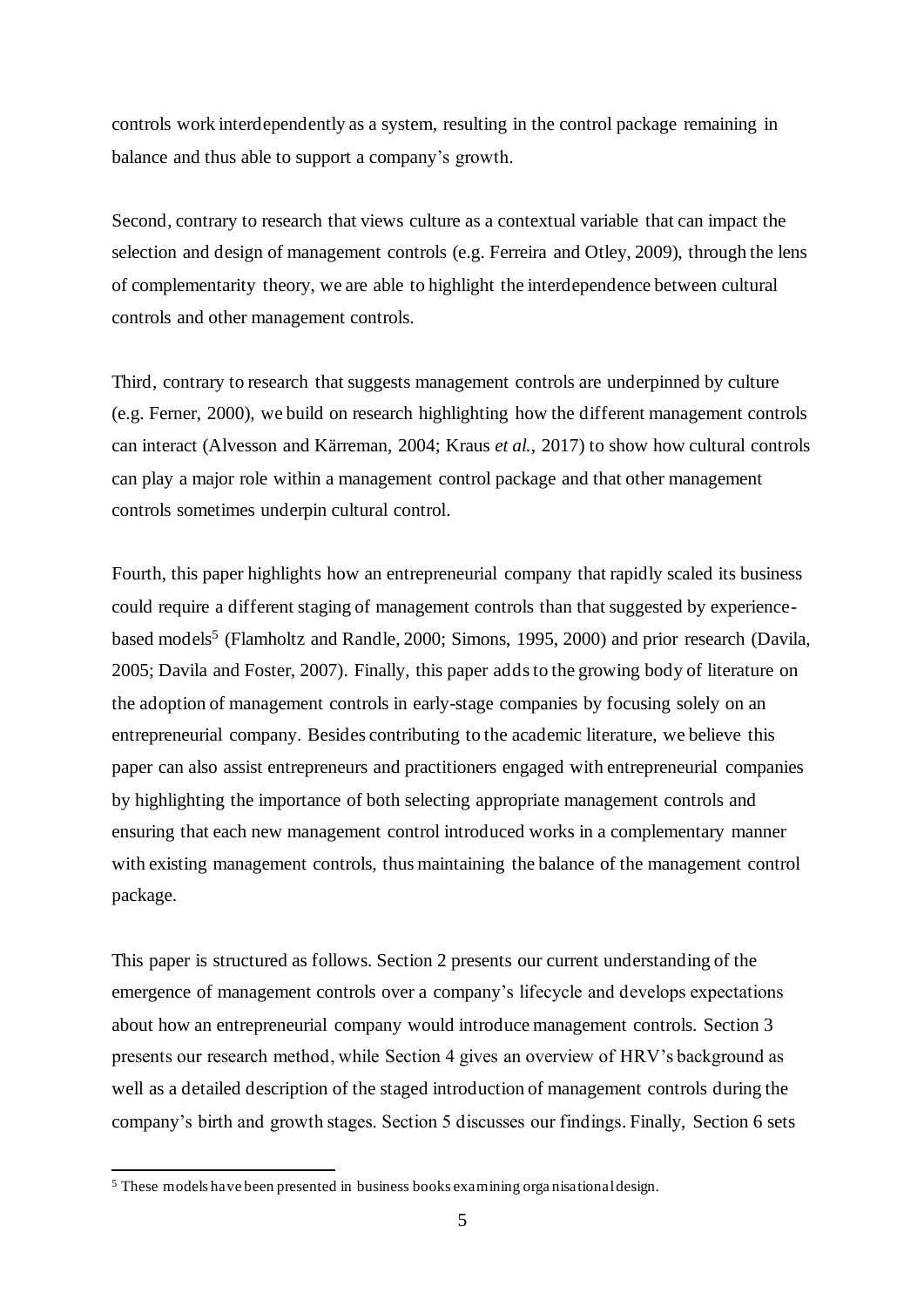controls work interdependently as a system, resulting in the control package remaining in balance and thus able to support a company's growth.

Second, contrary to research that views culture as a contextual variable that can impact the selection and design of management controls (e.g. Ferreira and Otley, 2009), through the lens of complementarity theory, we are able to highlight the interdependence between cultural controls and other management controls.

Third, contrary to research that suggests management controls are underpinned by culture (e.g. Ferner, 2000), we build on research highlighting how the different management controls can interact (Alvesson and Kärreman, 2004; Kraus *et al.*, 2017) to show how cultural controls can play a major role within a management control package and that other management controls sometimes underpin cultural control.

Fourth, this paper highlights how an entrepreneurial company that rapidly scaled its business could require a different staging of management controls than that suggested by experience-based models[5] (Flamholtz and Randle, 2000; Simons, 1995, 2000) and prior research (Davila, 2005; Davila and Foster, 2007). Finally, this paper adds to the growing body of literature on the adoption of management controls in early-stage companies by focusing solely on an entrepreneurial company. Besides contributing to the academic literature, we believe this paper can also assist entrepreneurs and practitioners engaged with entrepreneurial companies by highlighting the importance of both selecting appropriate management controls and ensuring that each new management control introduced works in a complementary manner with existing management controls, thus maintaining the balance of the management control package.

This paper is structured as follows. Section 2 presents our current understanding of the emergence of management controls over a company's lifecycle and develops expectations about how an entrepreneurial company would introduce management controls. Section 3 presents our research method, while Section 4 gives an overview of HRV's background as well as a detailed description of the staged introduction of management controls during the company's birth and growth stages. Section 5 discusses our findings. Finally, Section 6 sets

[5] These models have been presented in business books examining organisational design.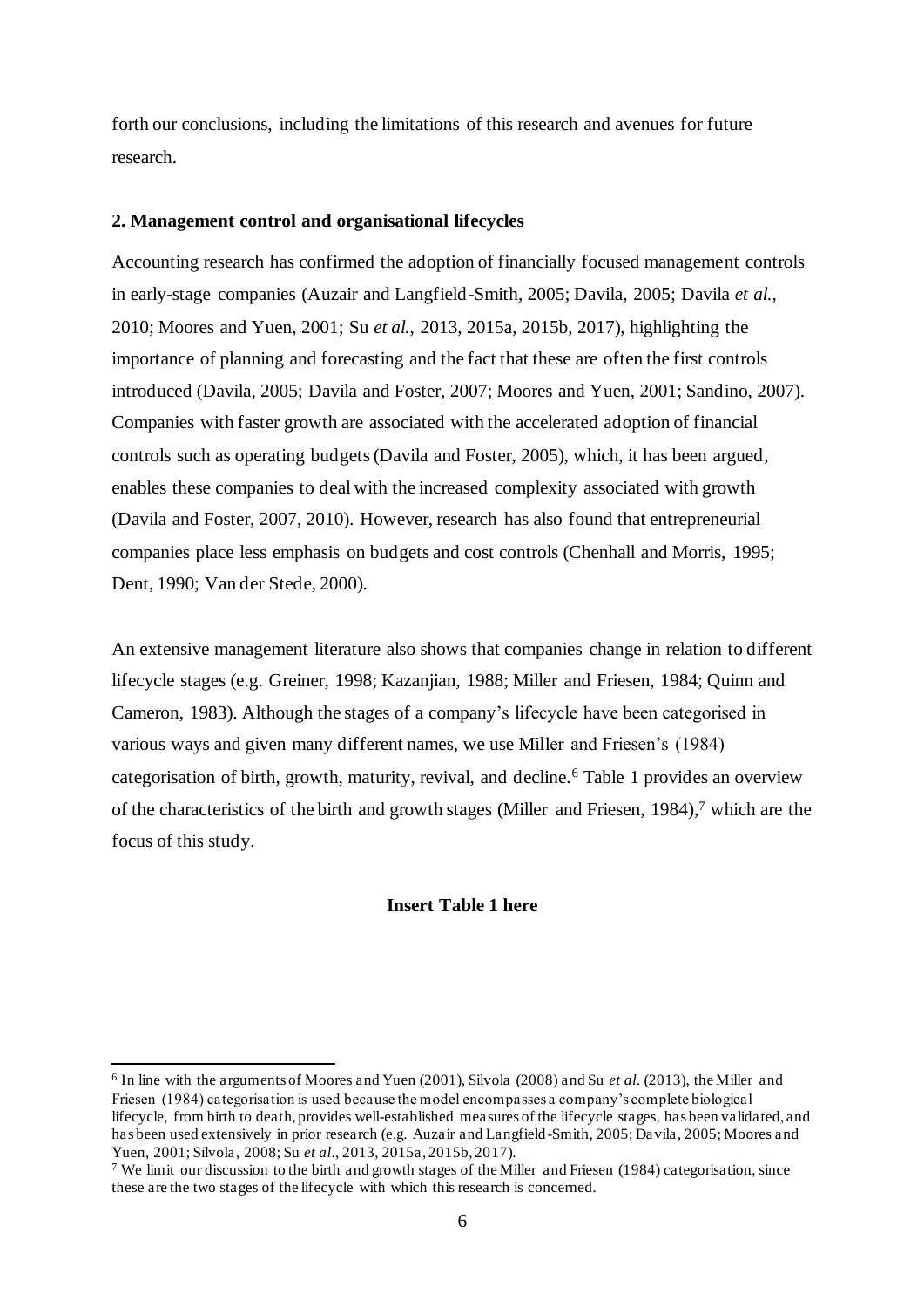forth our conclusions, including the limitations of this research and avenues for future research.

## 2. Management control and organisational lifecycles

Accounting research has confirmed the adoption of financially focused management controls in early-stage companies (Auzair and Langfield-Smith, 2005; Davila, 2005; Davila *et al.*, 2010; Moores and Yuen, 2001; Su *et al.*, 2013, 2015a, 2015b, 2017), highlighting the importance of planning and forecasting and the fact that these are often the first controls introduced (Davila, 2005; Davila and Foster, 2007; Moores and Yuen, 2001; Sandino, 2007). Companies with faster growth are associated with the accelerated adoption of financial controls such as operating budgets (Davila and Foster, 2005), which, it has been argued, enables these companies to deal with the increased complexity associated with growth (Davila and Foster, 2007, 2010). However, research has also found that entrepreneurial companies place less emphasis on budgets and cost controls (Chenhall and Morris, 1995; Dent, 1990; Van der Stede, 2000).

An extensive management literature also shows that companies change in relation to different lifecycle stages (e.g. Greiner, 1998; Kazanjian, 1988; Miller and Friesen, 1984; Quinn and Cameron, 1983). Although the stages of a company's lifecycle have been categorised in various ways and given many different names, we use Miller and Friesen's (1984) categorisation of birth, growth, maturity, revival, and decline.[6] Table 1 provides an overview of the characteristics of the birth and growth stages (Miller and Friesen, 1984),[7] which are the focus of this study.

**Insert Table 1 here**

[6] In line with the arguments of Moores and Yuen (2001), Silvola (2008) and Su *et al.* (2013), the Miller and Friesen (1984) categorisation is used because the model encompasses a company's complete biological lifecycle, from birth to death, provides well-established measures of the lifecycle stages, has been validated, and has been used extensively in prior research (e.g. Auzair and Langfield-Smith, 2005; Davila, 2005; Moores and Yuen, 2001; Silvola, 2008; Su *et al.*, 2013, 2015a, 2015b, 2017).

[7] We limit our discussion to the birth and growth stages of the Miller and Friesen (1984) categorisation, since these are the two stages of the lifecycle with which this research is concerned.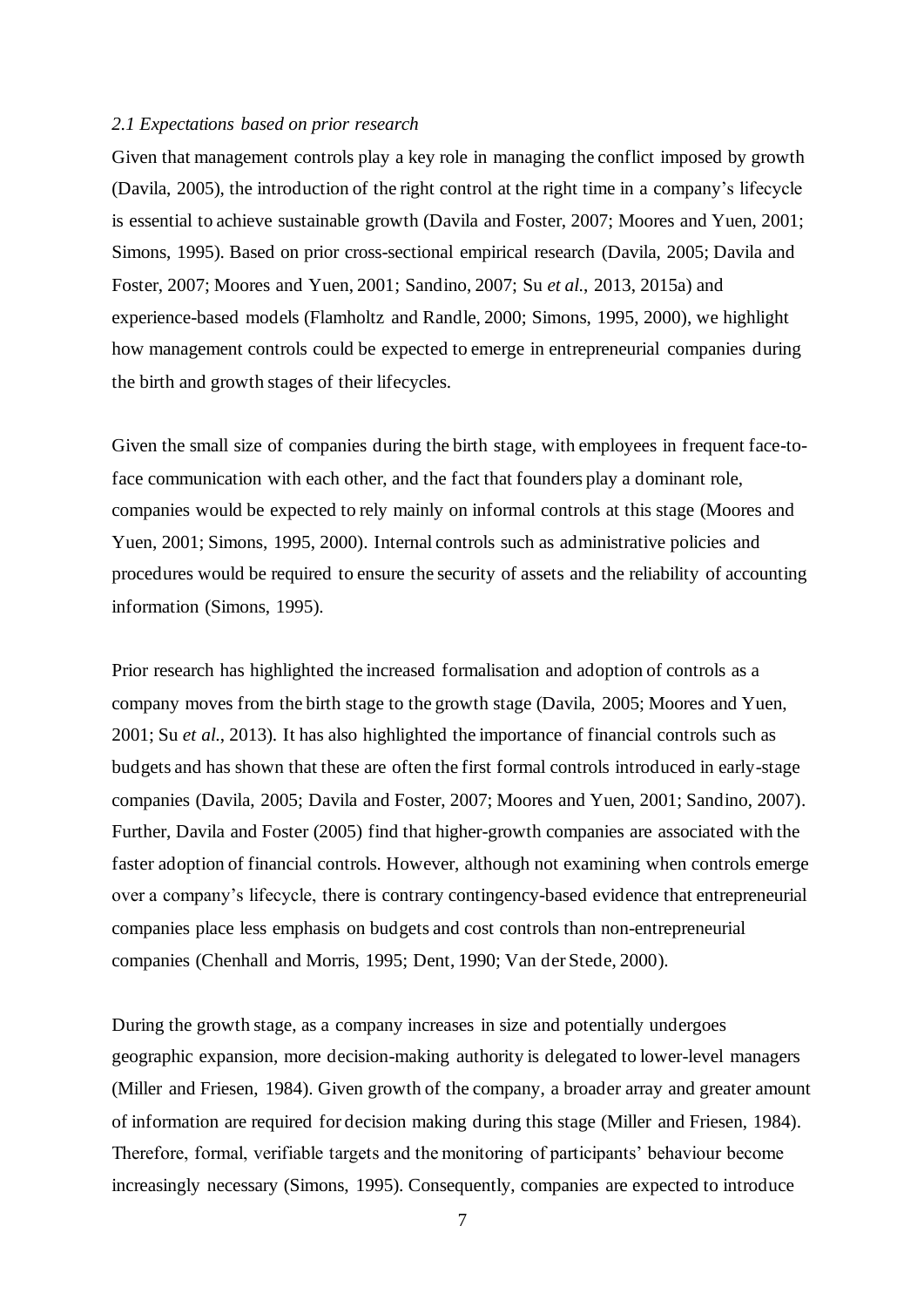### *2.1 Expectations based on prior research*

Given that management controls play a key role in managing the conflict imposed by growth (Davila, 2005), the introduction of the right control at the right time in a company's lifecycle is essential to achieve sustainable growth (Davila and Foster, 2007; Moores and Yuen, 2001; Simons, 1995). Based on prior cross-sectional empirical research (Davila, 2005; Davila and Foster, 2007; Moores and Yuen, 2001; Sandino, 2007; Su *et al.*, 2013, 2015a) and experience-based models (Flamholtz and Randle, 2000; Simons, 1995, 2000), we highlight how management controls could be expected to emerge in entrepreneurial companies during the birth and growth stages of their lifecycles.

Given the small size of companies during the birth stage, with employees in frequent face-to-face communication with each other, and the fact that founders play a dominant role, companies would be expected to rely mainly on informal controls at this stage (Moores and Yuen, 2001; Simons, 1995, 2000). Internal controls such as administrative policies and procedures would be required to ensure the security of assets and the reliability of accounting information (Simons, 1995).

Prior research has highlighted the increased formalisation and adoption of controls as a company moves from the birth stage to the growth stage (Davila, 2005; Moores and Yuen, 2001; Su *et al.*, 2013). It has also highlighted the importance of financial controls such as budgets and has shown that these are often the first formal controls introduced in early-stage companies (Davila, 2005; Davila and Foster, 2007; Moores and Yuen, 2001; Sandino, 2007). Further, Davila and Foster (2005) find that higher-growth companies are associated with the faster adoption of financial controls. However, although not examining when controls emerge over a company's lifecycle, there is contrary contingency-based evidence that entrepreneurial companies place less emphasis on budgets and cost controls than non-entrepreneurial companies (Chenhall and Morris, 1995; Dent, 1990; Van der Stede, 2000).

During the growth stage, as a company increases in size and potentially undergoes geographic expansion, more decision-making authority is delegated to lower-level managers (Miller and Friesen, 1984). Given growth of the company, a broader array and greater amount of information are required for decision making during this stage (Miller and Friesen, 1984). Therefore, formal, verifiable targets and the monitoring of participants' behaviour become increasingly necessary (Simons, 1995). Consequently, companies are expected to introduce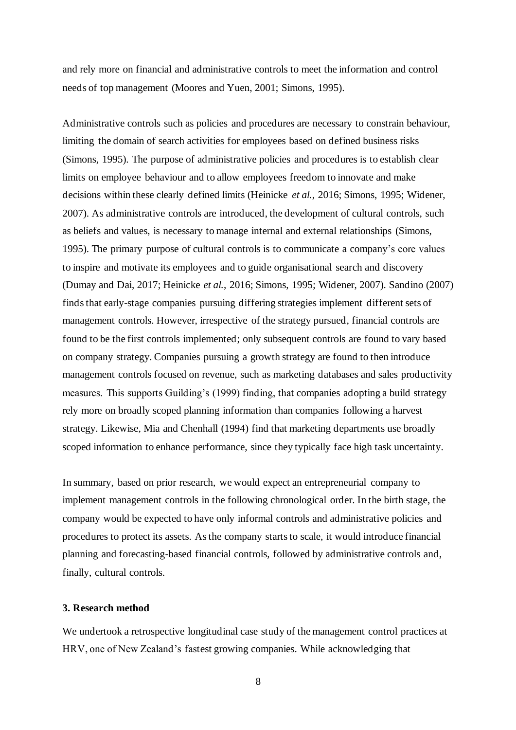and rely more on financial and administrative controls to meet the information and control needs of top management (Moores and Yuen, 2001; Simons, 1995).

Administrative controls such as policies and procedures are necessary to constrain behaviour, limiting the domain of search activities for employees based on defined business risks (Simons, 1995). The purpose of administrative policies and procedures is to establish clear limits on employee behaviour and to allow employees freedom to innovate and make decisions within these clearly defined limits (Heinicke *et al.*, 2016; Simons, 1995; Widener, 2007). As administrative controls are introduced, the development of cultural controls, such as beliefs and values, is necessary to manage internal and external relationships (Simons, 1995). The primary purpose of cultural controls is to communicate a company's core values to inspire and motivate its employees and to guide organisational search and discovery (Dumay and Dai, 2017; Heinicke *et al.*, 2016; Simons, 1995; Widener, 2007). Sandino (2007) finds that early-stage companies pursuing differing strategies implement different sets of management controls. However, irrespective of the strategy pursued, financial controls are found to be the first controls implemented; only subsequent controls are found to vary based on company strategy. Companies pursuing a growth strategy are found to then introduce management controls focused on revenue, such as marketing databases and sales productivity measures. This supports Guilding's (1999) finding, that companies adopting a build strategy rely more on broadly scoped planning information than companies following a harvest strategy. Likewise, Mia and Chenhall (1994) find that marketing departments use broadly scoped information to enhance performance, since they typically face high task uncertainty.

In summary, based on prior research, we would expect an entrepreneurial company to implement management controls in the following chronological order. In the birth stage, the company would be expected to have only informal controls and administrative policies and procedures to protect its assets. As the company starts to scale, it would introduce financial planning and forecasting-based financial controls, followed by administrative controls and, finally, cultural controls.

### 3. Research method

We undertook a retrospective longitudinal case study of the management control practices at HRV, one of New Zealand's fastest growing companies. While acknowledging that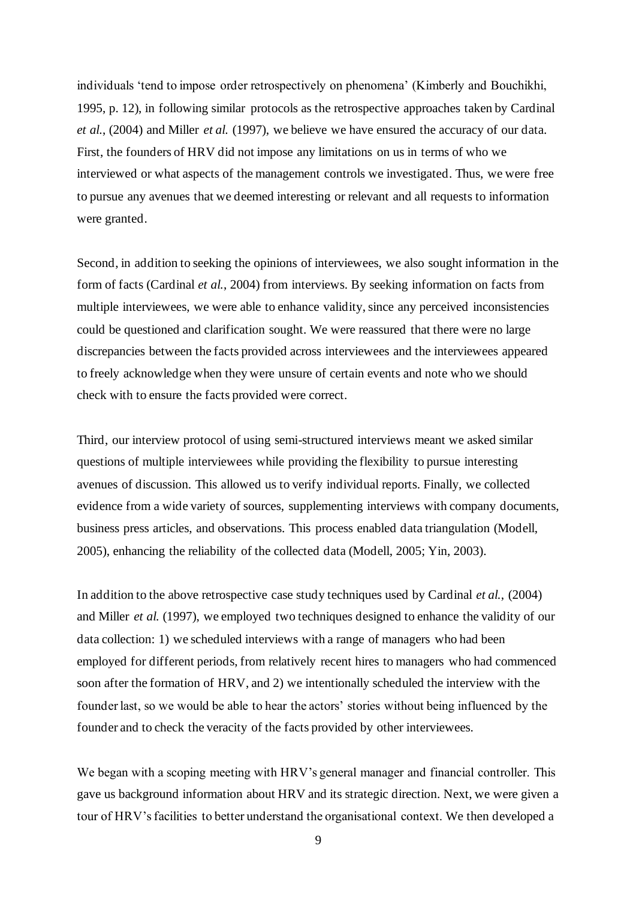individuals 'tend to impose order retrospectively on phenomena' (Kimberly and Bouchikhi, 1995, p. 12), in following similar protocols as the retrospective approaches taken by Cardinal *et al.*, (2004) and Miller *et al.* (1997), we believe we have ensured the accuracy of our data. First, the founders of HRV did not impose any limitations on us in terms of who we interviewed or what aspects of the management controls we investigated. Thus, we were free to pursue any avenues that we deemed interesting or relevant and all requests to information were granted.

Second, in addition to seeking the opinions of interviewees, we also sought information in the form of facts (Cardinal *et al.*, 2004) from interviews. By seeking information on facts from multiple interviewees, we were able to enhance validity, since any perceived inconsistencies could be questioned and clarification sought. We were reassured that there were no large discrepancies between the facts provided across interviewees and the interviewees appeared to freely acknowledge when they were unsure of certain events and note who we should check with to ensure the facts provided were correct.

Third, our interview protocol of using semi-structured interviews meant we asked similar questions of multiple interviewees while providing the flexibility to pursue interesting avenues of discussion. This allowed us to verify individual reports. Finally, we collected evidence from a wide variety of sources, supplementing interviews with company documents, business press articles, and observations. This process enabled data triangulation (Modell, 2005), enhancing the reliability of the collected data (Modell, 2005; Yin, 2003).

In addition to the above retrospective case study techniques used by Cardinal *et al.*, (2004) and Miller *et al.* (1997), we employed two techniques designed to enhance the validity of our data collection: 1) we scheduled interviews with a range of managers who had been employed for different periods, from relatively recent hires to managers who had commenced soon after the formation of HRV, and 2) we intentionally scheduled the interview with the founder last, so we would be able to hear the actors' stories without being influenced by the founder and to check the veracity of the facts provided by other interviewees.

We began with a scoping meeting with HRV's general manager and financial controller. This gave us background information about HRV and its strategic direction. Next, we were given a tour of HRV's facilities to better understand the organisational context. We then developed a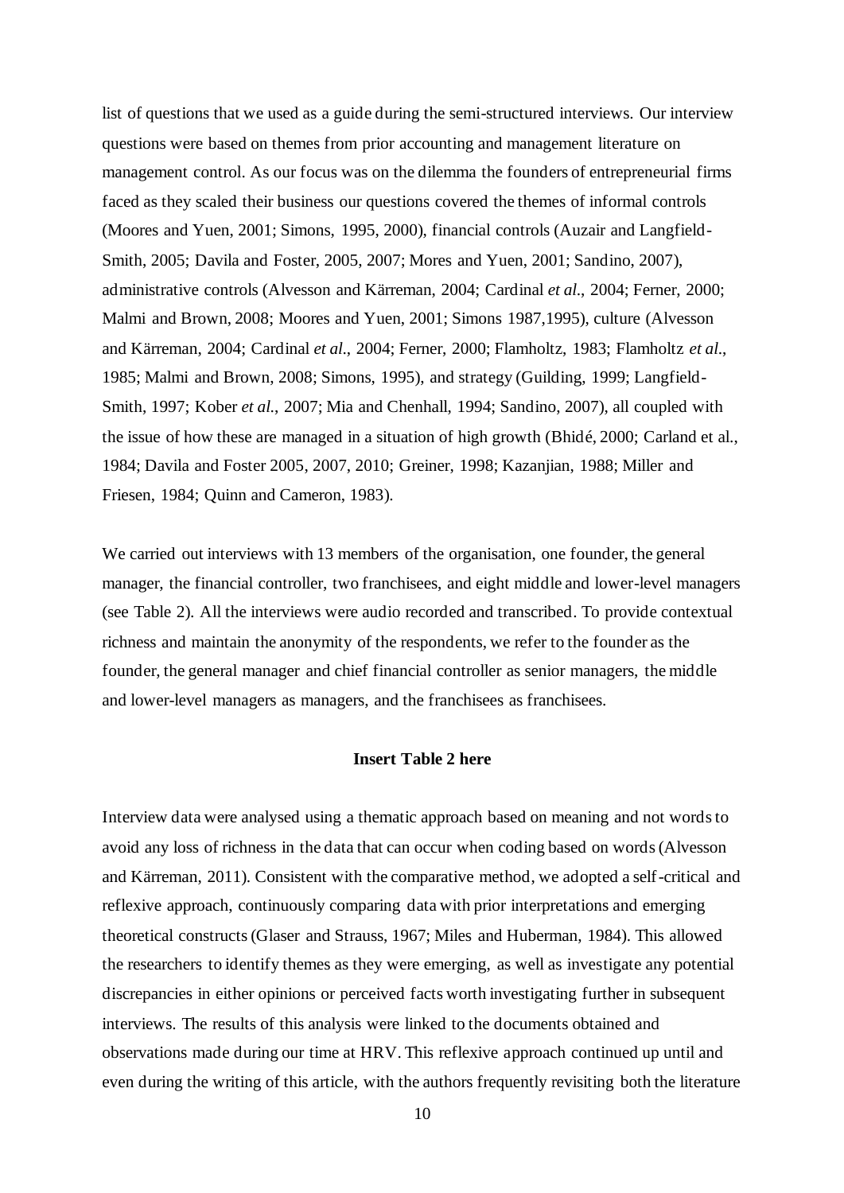list of questions that we used as a guide during the semi-structured interviews. Our interview questions were based on themes from prior accounting and management literature on management control. As our focus was on the dilemma the founders of entrepreneurial firms faced as they scaled their business our questions covered the themes of informal controls (Moores and Yuen, 2001; Simons, 1995, 2000), financial controls (Auzair and Langfield-Smith, 2005; Davila and Foster, 2005, 2007; Mores and Yuen, 2001; Sandino, 2007), administrative controls (Alvesson and Kärreman, 2004; Cardinal *et al.*, 2004; Ferner, 2000; Malmi and Brown, 2008; Moores and Yuen, 2001; Simons 1987,1995), culture (Alvesson and Kärreman, 2004; Cardinal *et al.*, 2004; Ferner, 2000; Flamholtz, 1983; Flamholtz *et al.*, 1985; Malmi and Brown, 2008; Simons, 1995), and strategy (Guilding, 1999; Langfield-Smith, 1997; Kober *et al.*, 2007; Mia and Chenhall, 1994; Sandino, 2007), all coupled with the issue of how these are managed in a situation of high growth (Bhidé, 2000; Carland et al., 1984; Davila and Foster 2005, 2007, 2010; Greiner, 1998; Kazanjian, 1988; Miller and Friesen, 1984; Quinn and Cameron, 1983).

We carried out interviews with 13 members of the organisation, one founder, the general manager, the financial controller, two franchisees, and eight middle and lower-level managers (see Table 2). All the interviews were audio recorded and transcribed. To provide contextual richness and maintain the anonymity of the respondents, we refer to the founder as the founder, the general manager and chief financial controller as senior managers, the middle and lower-level managers as managers, and the franchisees as franchisees.

**Insert Table 2 here**

Interview data were analysed using a thematic approach based on meaning and not words to avoid any loss of richness in the data that can occur when coding based on words (Alvesson and Kärreman, 2011). Consistent with the comparative method, we adopted a self-critical and reflexive approach, continuously comparing data with prior interpretations and emerging theoretical constructs (Glaser and Strauss, 1967; Miles and Huberman, 1984). This allowed the researchers to identify themes as they were emerging, as well as investigate any potential discrepancies in either opinions or perceived facts worth investigating further in subsequent interviews. The results of this analysis were linked to the documents obtained and observations made during our time at HRV. This reflexive approach continued up until and even during the writing of this article, with the authors frequently revisiting both the literature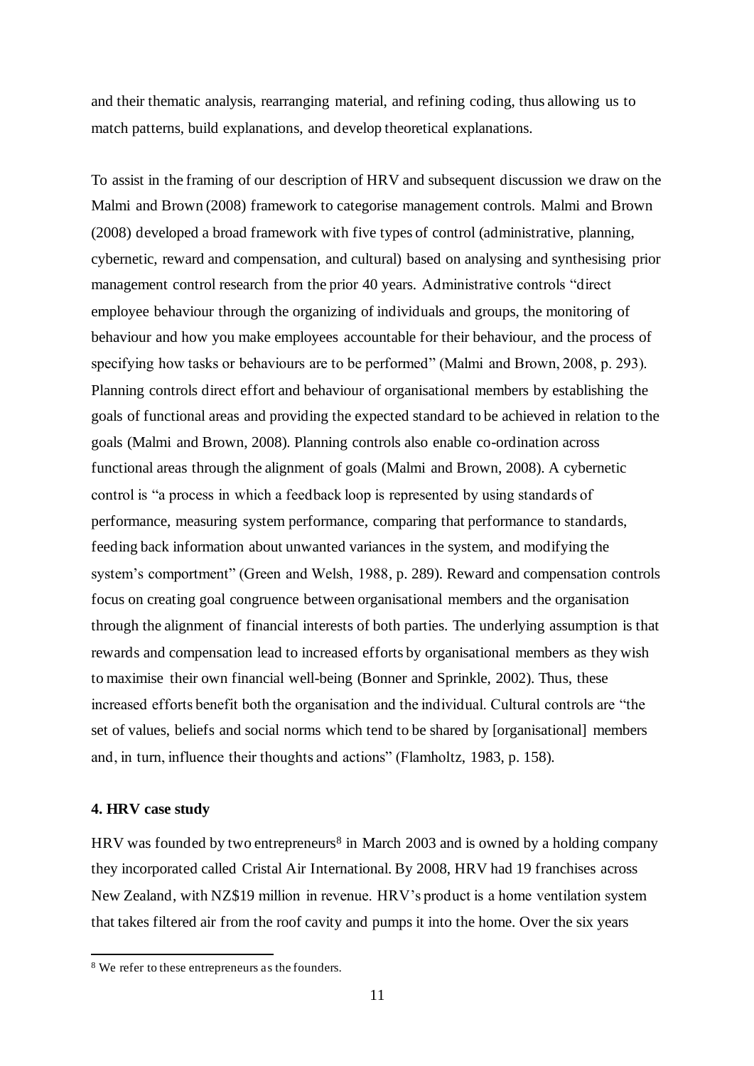and their thematic analysis, rearranging material, and refining coding, thus allowing us to match patterns, build explanations, and develop theoretical explanations.

To assist in the framing of our description of HRV and subsequent discussion we draw on the Malmi and Brown (2008) framework to categorise management controls. Malmi and Brown (2008) developed a broad framework with five types of control (administrative, planning, cybernetic, reward and compensation, and cultural) based on analysing and synthesising prior management control research from the prior 40 years. Administrative controls "direct employee behaviour through the organizing of individuals and groups, the monitoring of behaviour and how you make employees accountable for their behaviour, and the process of specifying how tasks or behaviours are to be performed" (Malmi and Brown, 2008, p. 293). Planning controls direct effort and behaviour of organisational members by establishing the goals of functional areas and providing the expected standard to be achieved in relation to the goals (Malmi and Brown, 2008). Planning controls also enable co-ordination across functional areas through the alignment of goals (Malmi and Brown, 2008). A cybernetic control is "a process in which a feedback loop is represented by using standards of performance, measuring system performance, comparing that performance to standards, feeding back information about unwanted variances in the system, and modifying the system's comportment" (Green and Welsh, 1988, p. 289). Reward and compensation controls focus on creating goal congruence between organisational members and the organisation through the alignment of financial interests of both parties. The underlying assumption is that rewards and compensation lead to increased efforts by organisational members as they wish to maximise their own financial well-being (Bonner and Sprinkle, 2002). Thus, these increased efforts benefit both the organisation and the individual. Cultural controls are "the set of values, beliefs and social norms which tend to be shared by [organisational] members and, in turn, influence their thoughts and actions" (Flamholtz, 1983, p. 158).

## 4. HRV case study

HRV was founded by two entrepreneurs[8] in March 2003 and is owned by a holding company they incorporated called Cristal Air International. By 2008, HRV had 19 franchises across New Zealand, with NZ$19 million in revenue. HRV's product is a home ventilation system that takes filtered air from the roof cavity and pumps it into the home. Over the six years

[8] We refer to these entrepreneurs as the founders.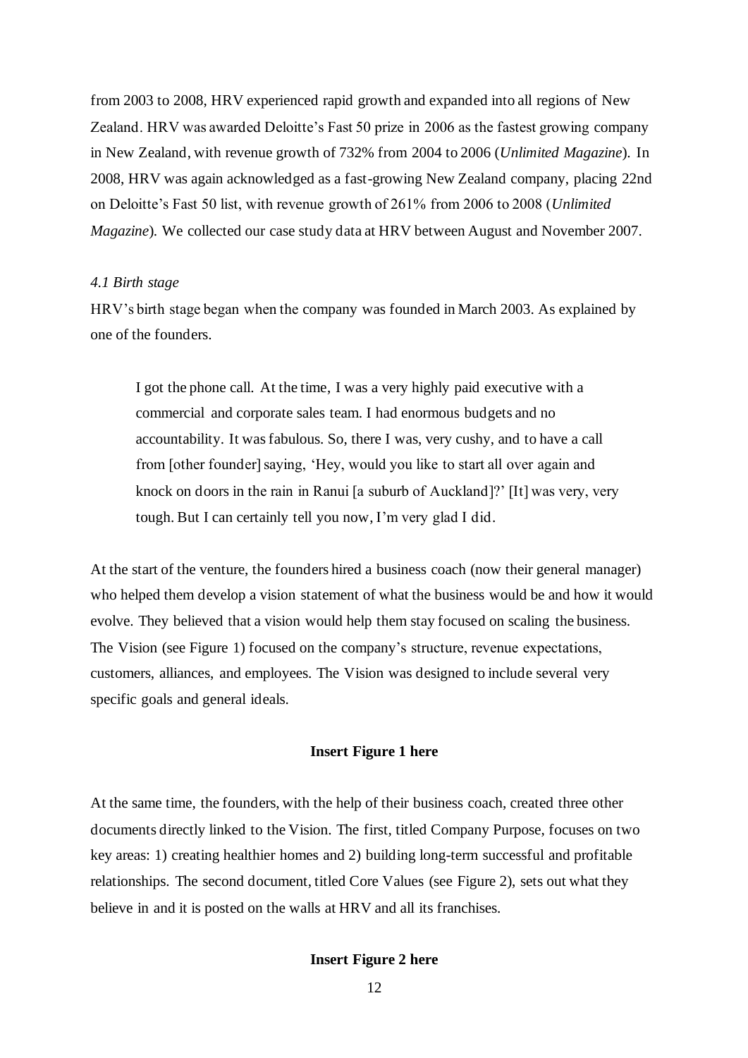from 2003 to 2008, HRV experienced rapid growth and expanded into all regions of New Zealand. HRV was awarded Deloitte's Fast 50 prize in 2006 as the fastest growing company in New Zealand, with revenue growth of 732% from 2004 to 2006 (*Unlimited Magazine*). In 2008, HRV was again acknowledged as a fast-growing New Zealand company, placing 22nd on Deloitte's Fast 50 list, with revenue growth of 261% from 2006 to 2008 (*Unlimited Magazine*). We collected our case study data at HRV between August and November 2007.

### *4.1 Birth stage*

HRV's birth stage began when the company was founded in March 2003. As explained by one of the founders.

> I got the phone call. At the time, I was a very highly paid executive with a commercial and corporate sales team. I had enormous budgets and no accountability. It was fabulous. So, there I was, very cushy, and to have a call from [other founder] saying, 'Hey, would you like to start all over again and knock on doors in the rain in Ranui [a suburb of Auckland]?' [It] was very, very tough. But I can certainly tell you now, I'm very glad I did.

At the start of the venture, the founders hired a business coach (now their general manager) who helped them develop a vision statement of what the business would be and how it would evolve. They believed that a vision would help them stay focused on scaling the business. The Vision (see Figure 1) focused on the company's structure, revenue expectations, customers, alliances, and employees. The Vision was designed to include several very specific goals and general ideals.

**Insert Figure 1 here**

At the same time, the founders, with the help of their business coach, created three other documents directly linked to the Vision. The first, titled Company Purpose, focuses on two key areas: 1) creating healthier homes and 2) building long-term successful and profitable relationships. The second document, titled Core Values (see Figure 2), sets out what they believe in and it is posted on the walls at HRV and all its franchises.

**Insert Figure 2 here**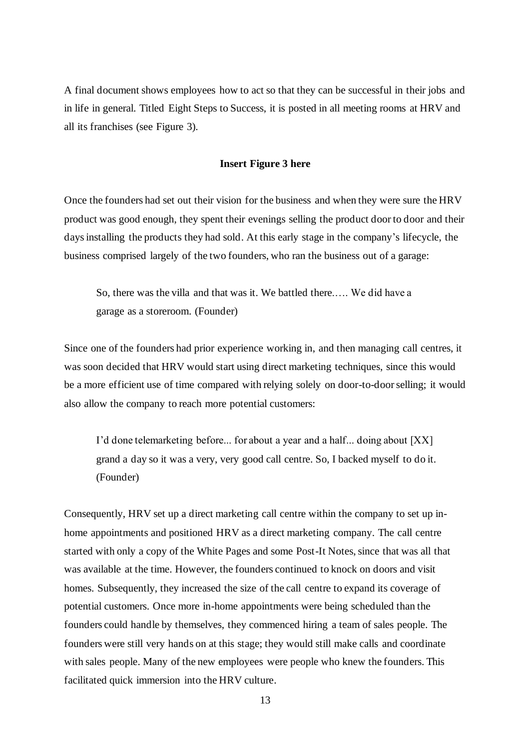A final document shows employees how to act so that they can be successful in their jobs and in life in general. Titled Eight Steps to Success, it is posted in all meeting rooms at HRV and all its franchises (see Figure 3).

**Insert Figure 3 here**

Once the founders had set out their vision for the business and when they were sure the HRV product was good enough, they spent their evenings selling the product door to door and their days installing the products they had sold. At this early stage in the company's lifecycle, the business comprised largely of the two founders, who ran the business out of a garage:

> So, there was the villa and that was it. We battled there….. We did have a garage as a storeroom. (Founder)

Since one of the founders had prior experience working in, and then managing call centres, it was soon decided that HRV would start using direct marketing techniques, since this would be a more efficient use of time compared with relying solely on door-to-door selling; it would also allow the company to reach more potential customers:

> I'd done telemarketing before... for about a year and a half... doing about [XX] grand a day so it was a very, very good call centre. So, I backed myself to do it. (Founder)

Consequently, HRV set up a direct marketing call centre within the company to set up in-home appointments and positioned HRV as a direct marketing company. The call centre started with only a copy of the White Pages and some Post-It Notes, since that was all that was available at the time. However, the founders continued to knock on doors and visit homes. Subsequently, they increased the size of the call centre to expand its coverage of potential customers. Once more in-home appointments were being scheduled than the founders could handle by themselves, they commenced hiring a team of sales people. The founders were still very hands on at this stage; they would still make calls and coordinate with sales people. Many of the new employees were people who knew the founders. This facilitated quick immersion into the HRV culture.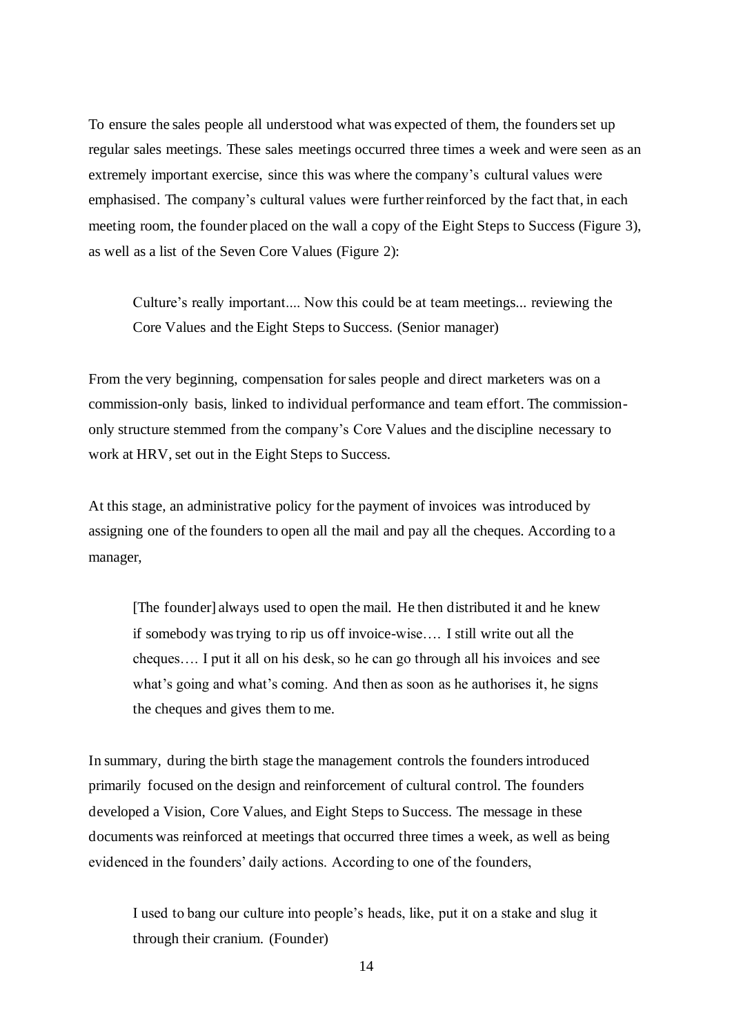To ensure the sales people all understood what was expected of them, the founders set up regular sales meetings. These sales meetings occurred three times a week and were seen as an extremely important exercise, since this was where the company's cultural values were emphasised. The company's cultural values were further reinforced by the fact that, in each meeting room, the founder placed on the wall a copy of the Eight Steps to Success (Figure 3), as well as a list of the Seven Core Values (Figure 2):

> Culture's really important.... Now this could be at team meetings... reviewing the Core Values and the Eight Steps to Success. (Senior manager)

From the very beginning, compensation for sales people and direct marketers was on a commission-only basis, linked to individual performance and team effort. The commission-only structure stemmed from the company's Core Values and the discipline necessary to work at HRV, set out in the Eight Steps to Success.

At this stage, an administrative policy for the payment of invoices was introduced by assigning one of the founders to open all the mail and pay all the cheques. According to a manager,

> [The founder] always used to open the mail. He then distributed it and he knew if somebody was trying to rip us off invoice-wise…. I still write out all the cheques…. I put it all on his desk, so he can go through all his invoices and see what's going and what's coming. And then as soon as he authorises it, he signs the cheques and gives them to me.

In summary, during the birth stage the management controls the founders introduced primarily focused on the design and reinforcement of cultural control. The founders developed a Vision, Core Values, and Eight Steps to Success. The message in these documents was reinforced at meetings that occurred three times a week, as well as being evidenced in the founders' daily actions. According to one of the founders,

> I used to bang our culture into people's heads, like, put it on a stake and slug it through their cranium. (Founder)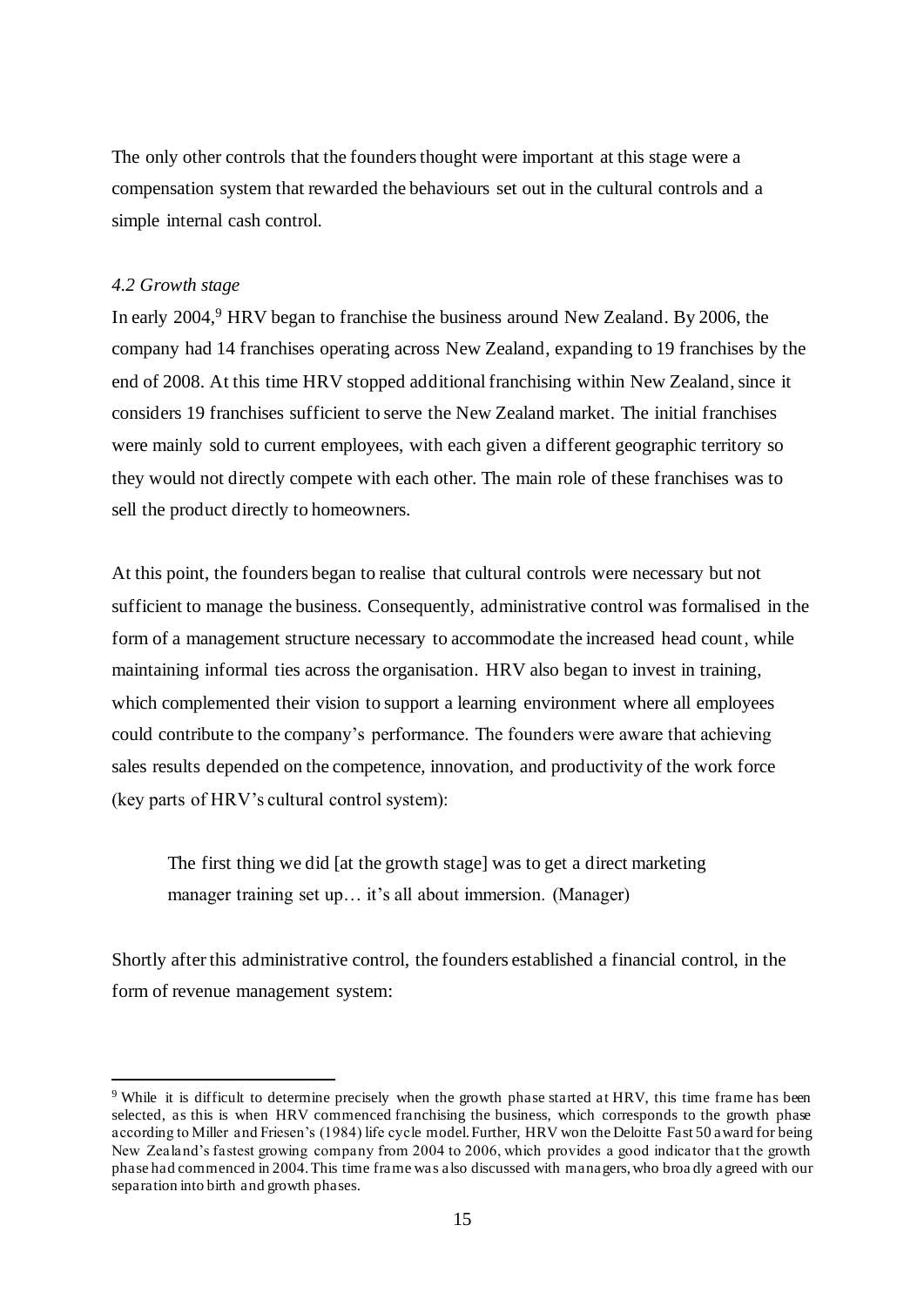The only other controls that the founders thought were important at this stage were a compensation system that rewarded the behaviours set out in the cultural controls and a simple internal cash control.

### *4.2 Growth stage*

In early 2004,[9] HRV began to franchise the business around New Zealand. By 2006, the company had 14 franchises operating across New Zealand, expanding to 19 franchises by the end of 2008. At this time HRV stopped additional franchising within New Zealand, since it considers 19 franchises sufficient to serve the New Zealand market. The initial franchises were mainly sold to current employees, with each given a different geographic territory so they would not directly compete with each other. The main role of these franchises was to sell the product directly to homeowners.

At this point, the founders began to realise that cultural controls were necessary but not sufficient to manage the business. Consequently, administrative control was formalised in the form of a management structure necessary to accommodate the increased head count, while maintaining informal ties across the organisation. HRV also began to invest in training, which complemented their vision to support a learning environment where all employees could contribute to the company's performance. The founders were aware that achieving sales results depended on the competence, innovation, and productivity of the work force (key parts of HRV's cultural control system):

> The first thing we did [at the growth stage] was to get a direct marketing manager training set up… it's all about immersion. (Manager)

Shortly after this administrative control, the founders established a financial control, in the form of revenue management system:

---

[9] While it is difficult to determine precisely when the growth phase started at HRV, this time frame has been selected, as this is when HRV commenced franchising the business, which corresponds to the growth phase according to Miller and Friesen's (1984) life cycle model. Further, HRV won the Deloitte Fast 50 award for being New Zealand's fastest growing company from 2004 to 2006, which provides a good indicator that the growth phase had commenced in 2004. This time frame was also discussed with managers, who broadly agreed with our separation into birth and growth phases.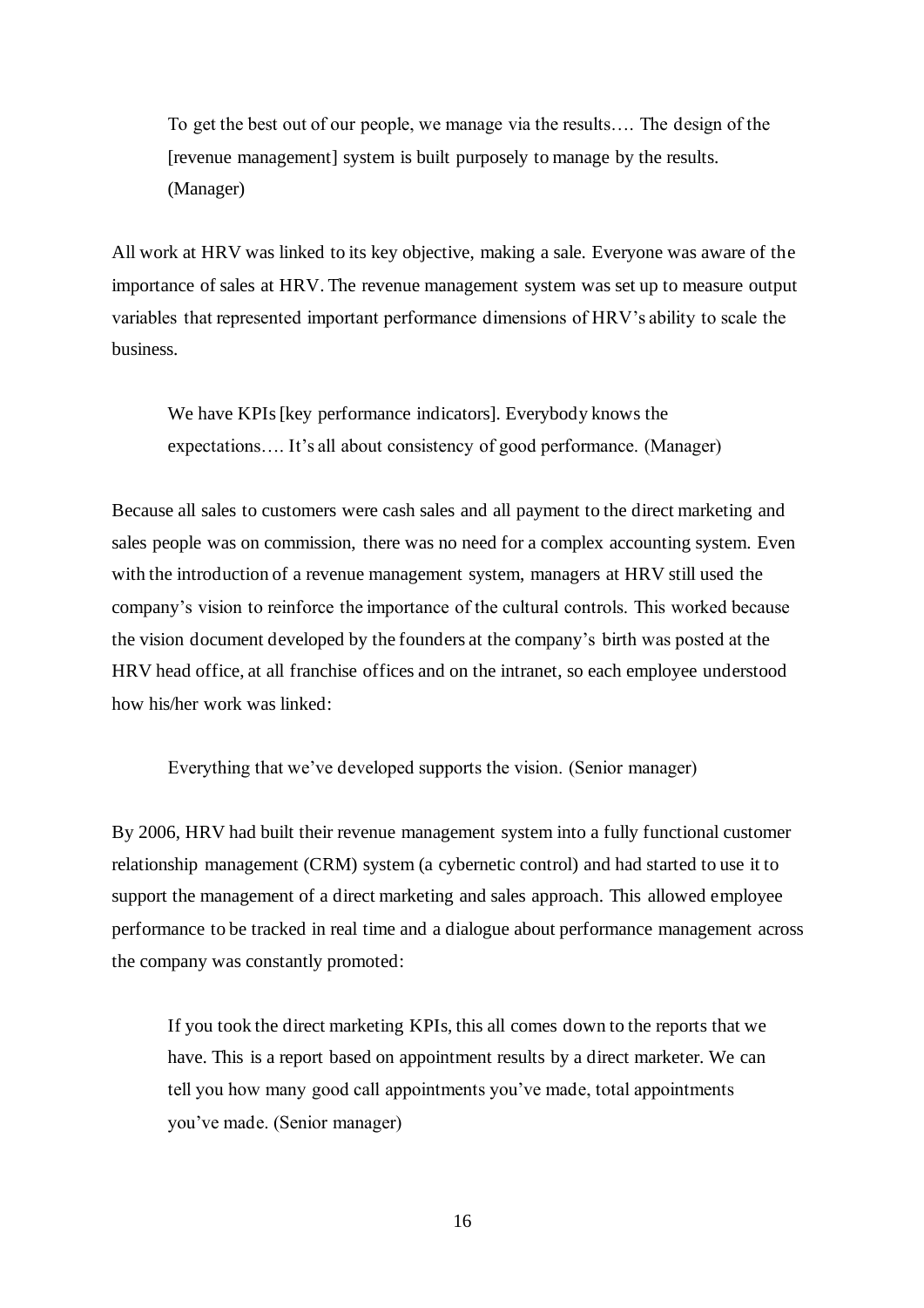> To get the best out of our people, we manage via the results…. The design of the [revenue management] system is built purposely to manage by the results. (Manager)

All work at HRV was linked to its key objective, making a sale. Everyone was aware of the importance of sales at HRV. The revenue management system was set up to measure output variables that represented important performance dimensions of HRV's ability to scale the business.

> We have KPIs [key performance indicators]. Everybody knows the expectations…. It's all about consistency of good performance. (Manager)

Because all sales to customers were cash sales and all payment to the direct marketing and sales people was on commission, there was no need for a complex accounting system. Even with the introduction of a revenue management system, managers at HRV still used the company's vision to reinforce the importance of the cultural controls. This worked because the vision document developed by the founders at the company's birth was posted at the HRV head office, at all franchise offices and on the intranet, so each employee understood how his/her work was linked:

> Everything that we've developed supports the vision. (Senior manager)

By 2006, HRV had built their revenue management system into a fully functional customer relationship management (CRM) system (a cybernetic control) and had started to use it to support the management of a direct marketing and sales approach. This allowed employee performance to be tracked in real time and a dialogue about performance management across the company was constantly promoted:

> If you took the direct marketing KPIs, this all comes down to the reports that we have. This is a report based on appointment results by a direct marketer. We can tell you how many good call appointments you've made, total appointments you've made. (Senior manager)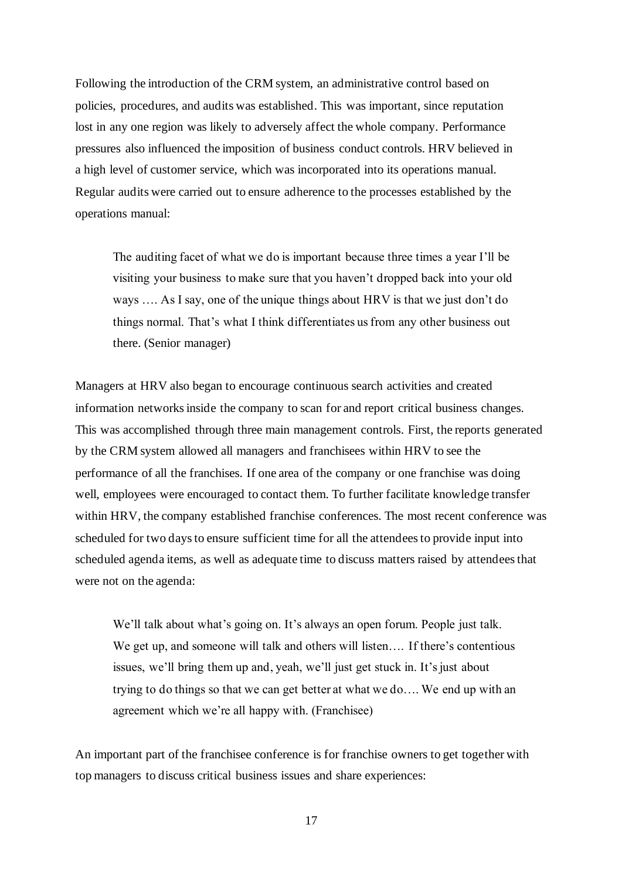Following the introduction of the CRM system, an administrative control based on policies, procedures, and audits was established. This was important, since reputation lost in any one region was likely to adversely affect the whole company. Performance pressures also influenced the imposition of business conduct controls. HRV believed in a high level of customer service, which was incorporated into its operations manual. Regular audits were carried out to ensure adherence to the processes established by the operations manual:

> The auditing facet of what we do is important because three times a year I'll be visiting your business to make sure that you haven't dropped back into your old ways …. As I say, one of the unique things about HRV is that we just don't do things normal. That's what I think differentiates us from any other business out there. (Senior manager)

Managers at HRV also began to encourage continuous search activities and created information networks inside the company to scan for and report critical business changes. This was accomplished through three main management controls. First, the reports generated by the CRM system allowed all managers and franchisees within HRV to see the performance of all the franchises. If one area of the company or one franchise was doing well, employees were encouraged to contact them. To further facilitate knowledge transfer within HRV, the company established franchise conferences. The most recent conference was scheduled for two days to ensure sufficient time for all the attendees to provide input into scheduled agenda items, as well as adequate time to discuss matters raised by attendees that were not on the agenda:

> We'll talk about what's going on. It's always an open forum. People just talk. We get up, and someone will talk and others will listen…. If there's contentious issues, we'll bring them up and, yeah, we'll just get stuck in. It's just about trying to do things so that we can get better at what we do…. We end up with an agreement which we're all happy with. (Franchisee)

An important part of the franchisee conference is for franchise owners to get together with top managers to discuss critical business issues and share experiences: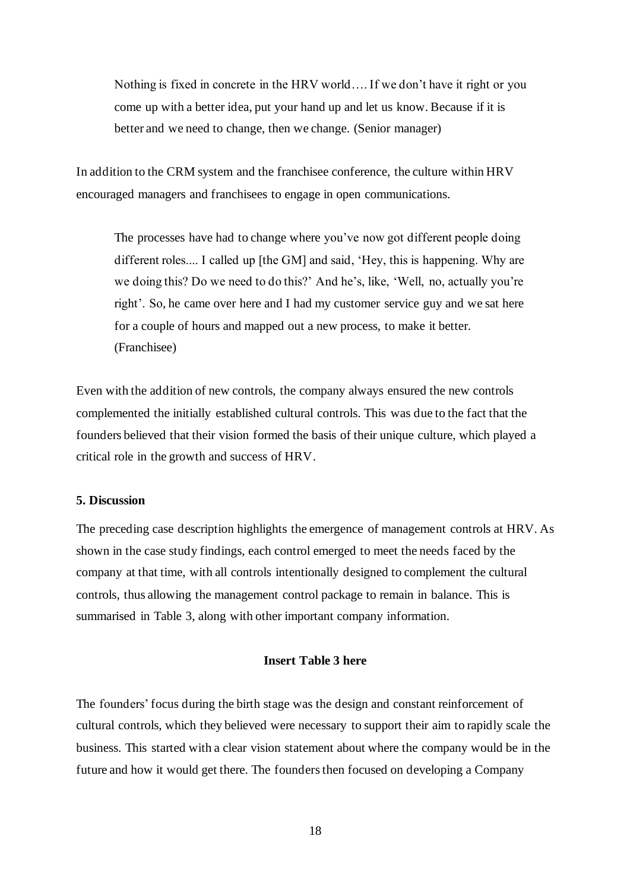> Nothing is fixed in concrete in the HRV world…. If we don't have it right or you come up with a better idea, put your hand up and let us know. Because if it is better and we need to change, then we change. (Senior manager)

In addition to the CRM system and the franchisee conference, the culture within HRV encouraged managers and franchisees to engage in open communications.

> The processes have had to change where you've now got different people doing different roles.... I called up [the GM] and said, 'Hey, this is happening. Why are we doing this? Do we need to do this?' And he's, like, 'Well, no, actually you're right'. So, he came over here and I had my customer service guy and we sat here for a couple of hours and mapped out a new process, to make it better. (Franchisee)

Even with the addition of new controls, the company always ensured the new controls complemented the initially established cultural controls. This was due to the fact that the founders believed that their vision formed the basis of their unique culture, which played a critical role in the growth and success of HRV.

## 5. Discussion

The preceding case description highlights the emergence of management controls at HRV. As shown in the case study findings, each control emerged to meet the needs faced by the company at that time, with all controls intentionally designed to complement the cultural controls, thus allowing the management control package to remain in balance. This is summarised in Table 3, along with other important company information.

**Insert Table 3 here**

The founders' focus during the birth stage was the design and constant reinforcement of cultural controls, which they believed were necessary to support their aim to rapidly scale the business. This started with a clear vision statement about where the company would be in the future and how it would get there. The founders then focused on developing a Company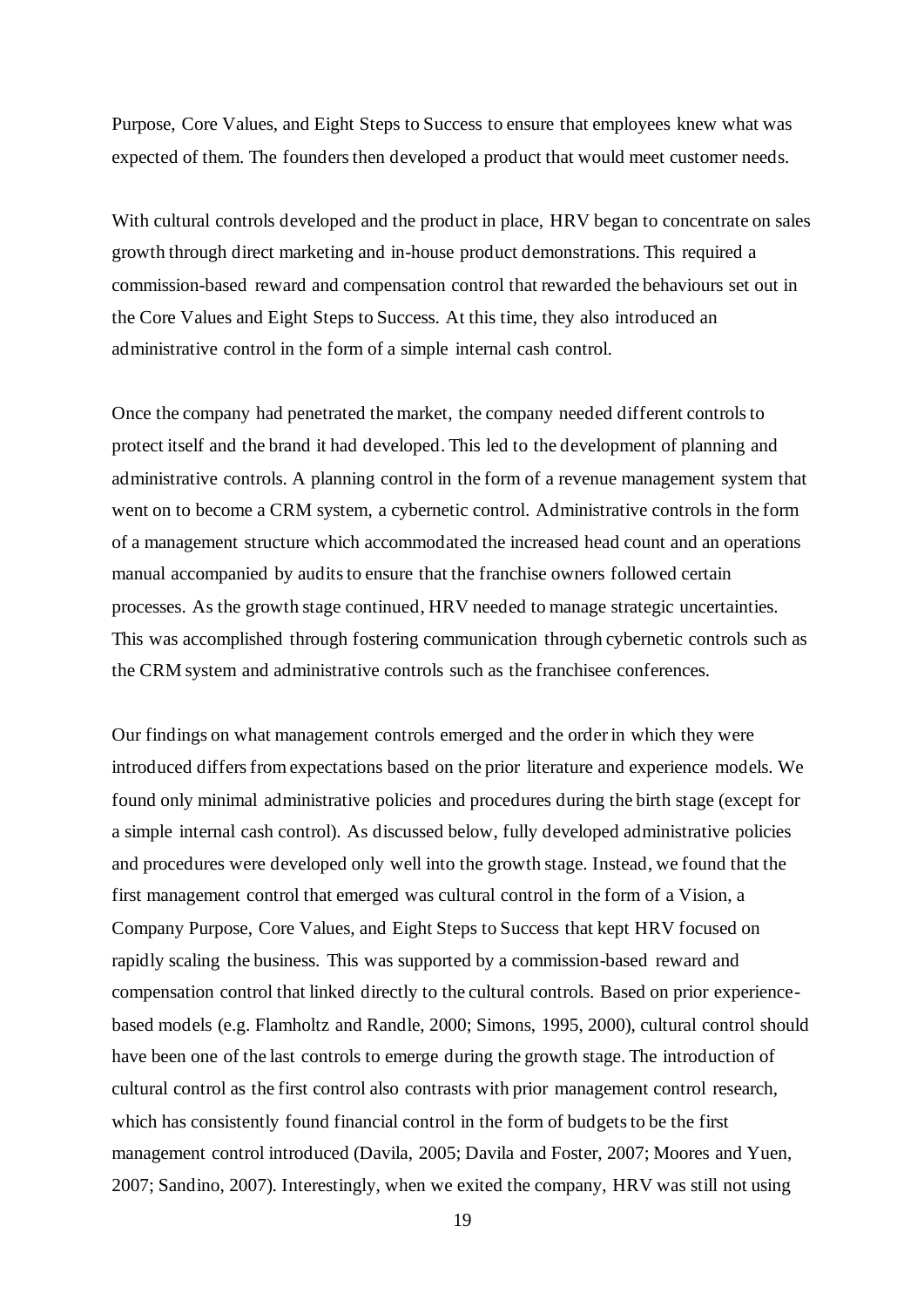Purpose, Core Values, and Eight Steps to Success to ensure that employees knew what was expected of them. The founders then developed a product that would meet customer needs.

With cultural controls developed and the product in place, HRV began to concentrate on sales growth through direct marketing and in-house product demonstrations. This required a commission-based reward and compensation control that rewarded the behaviours set out in the Core Values and Eight Steps to Success. At this time, they also introduced an administrative control in the form of a simple internal cash control.

Once the company had penetrated the market, the company needed different controls to protect itself and the brand it had developed. This led to the development of planning and administrative controls. A planning control in the form of a revenue management system that went on to become a CRM system, a cybernetic control. Administrative controls in the form of a management structure which accommodated the increased head count and an operations manual accompanied by audits to ensure that the franchise owners followed certain processes. As the growth stage continued, HRV needed to manage strategic uncertainties. This was accomplished through fostering communication through cybernetic controls such as the CRM system and administrative controls such as the franchisee conferences.

Our findings on what management controls emerged and the order in which they were introduced differs from expectations based on the prior literature and experience models. We found only minimal administrative policies and procedures during the birth stage (except for a simple internal cash control). As discussed below, fully developed administrative policies and procedures were developed only well into the growth stage. Instead, we found that the first management control that emerged was cultural control in the form of a Vision, a Company Purpose, Core Values, and Eight Steps to Success that kept HRV focused on rapidly scaling the business. This was supported by a commission-based reward and compensation control that linked directly to the cultural controls. Based on prior experience-based models (e.g. Flamholtz and Randle, 2000; Simons, 1995, 2000), cultural control should have been one of the last controls to emerge during the growth stage. The introduction of cultural control as the first control also contrasts with prior management control research, which has consistently found financial control in the form of budgets to be the first management control introduced (Davila, 2005; Davila and Foster, 2007; Moores and Yuen, 2007; Sandino, 2007). Interestingly, when we exited the company, HRV was still not using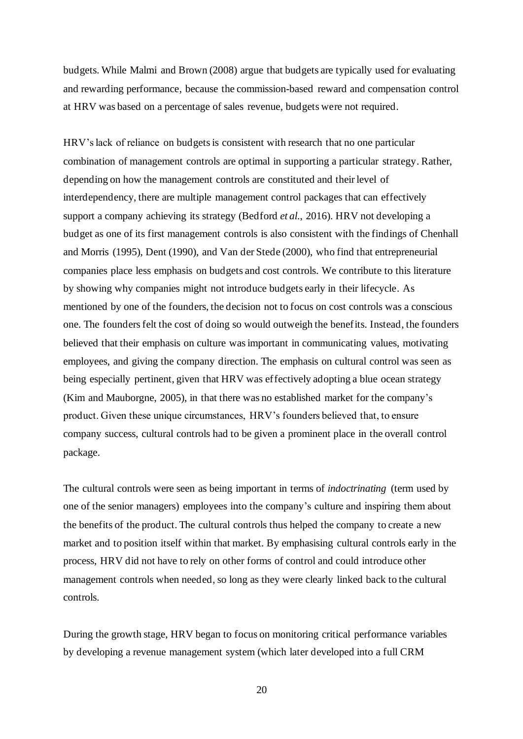budgets. While Malmi and Brown (2008) argue that budgets are typically used for evaluating and rewarding performance, because the commission-based reward and compensation control at HRV was based on a percentage of sales revenue, budgets were not required.

HRV's lack of reliance on budgets is consistent with research that no one particular combination of management controls are optimal in supporting a particular strategy. Rather, depending on how the management controls are constituted and their level of interdependency, there are multiple management control packages that can effectively support a company achieving its strategy (Bedford *et al.*, 2016). HRV not developing a budget as one of its first management controls is also consistent with the findings of Chenhall and Morris (1995), Dent (1990), and Van der Stede (2000), who find that entrepreneurial companies place less emphasis on budgets and cost controls. We contribute to this literature by showing why companies might not introduce budgets early in their lifecycle. As mentioned by one of the founders, the decision not to focus on cost controls was a conscious one. The founders felt the cost of doing so would outweigh the benefits. Instead, the founders believed that their emphasis on culture was important in communicating values, motivating employees, and giving the company direction. The emphasis on cultural control was seen as being especially pertinent, given that HRV was effectively adopting a blue ocean strategy (Kim and Mauborgne, 2005), in that there was no established market for the company's product. Given these unique circumstances, HRV's founders believed that, to ensure company success, cultural controls had to be given a prominent place in the overall control package.

The cultural controls were seen as being important in terms of *indoctrinating* (term used by one of the senior managers) employees into the company's culture and inspiring them about the benefits of the product. The cultural controls thus helped the company to create a new market and to position itself within that market. By emphasising cultural controls early in the process, HRV did not have to rely on other forms of control and could introduce other management controls when needed, so long as they were clearly linked back to the cultural controls.

During the growth stage, HRV began to focus on monitoring critical performance variables by developing a revenue management system (which later developed into a full CRM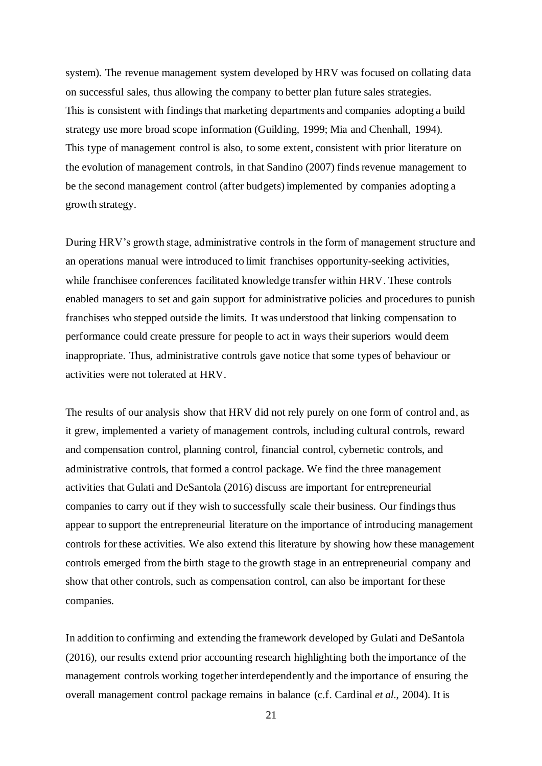system). The revenue management system developed by HRV was focused on collating data on successful sales, thus allowing the company to better plan future sales strategies. This is consistent with findings that marketing departments and companies adopting a build strategy use more broad scope information (Guilding, 1999; Mia and Chenhall, 1994). This type of management control is also, to some extent, consistent with prior literature on the evolution of management controls, in that Sandino (2007) finds revenue management to be the second management control (after budgets) implemented by companies adopting a growth strategy.

During HRV's growth stage, administrative controls in the form of management structure and an operations manual were introduced to limit franchises opportunity-seeking activities, while franchisee conferences facilitated knowledge transfer within HRV. These controls enabled managers to set and gain support for administrative policies and procedures to punish franchises who stepped outside the limits. It was understood that linking compensation to performance could create pressure for people to act in ways their superiors would deem inappropriate. Thus, administrative controls gave notice that some types of behaviour or activities were not tolerated at HRV.

The results of our analysis show that HRV did not rely purely on one form of control and, as it grew, implemented a variety of management controls, including cultural controls, reward and compensation control, planning control, financial control, cybernetic controls, and administrative controls, that formed a control package. We find the three management activities that Gulati and DeSantola (2016) discuss are important for entrepreneurial companies to carry out if they wish to successfully scale their business. Our findings thus appear to support the entrepreneurial literature on the importance of introducing management controls for these activities. We also extend this literature by showing how these management controls emerged from the birth stage to the growth stage in an entrepreneurial company and show that other controls, such as compensation control, can also be important for these companies.

In addition to confirming and extending the framework developed by Gulati and DeSantola (2016), our results extend prior accounting research highlighting both the importance of the management controls working together interdependently and the importance of ensuring the overall management control package remains in balance (c.f. Cardinal *et al.*, 2004). It is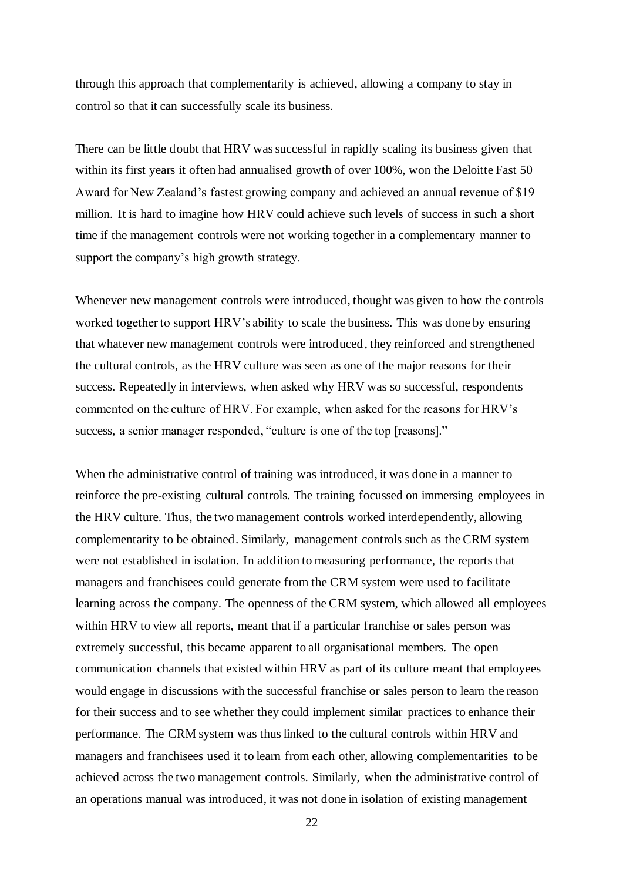through this approach that complementarity is achieved, allowing a company to stay in control so that it can successfully scale its business.

There can be little doubt that HRV was successful in rapidly scaling its business given that within its first years it often had annualised growth of over 100%, won the Deloitte Fast 50 Award for New Zealand's fastest growing company and achieved an annual revenue of $19 million. It is hard to imagine how HRV could achieve such levels of success in such a short time if the management controls were not working together in a complementary manner to support the company's high growth strategy.

Whenever new management controls were introduced, thought was given to how the controls worked together to support HRV's ability to scale the business. This was done by ensuring that whatever new management controls were introduced, they reinforced and strengthened the cultural controls, as the HRV culture was seen as one of the major reasons for their success. Repeatedly in interviews, when asked why HRV was so successful, respondents commented on the culture of HRV. For example, when asked for the reasons for HRV's success, a senior manager responded, "culture is one of the top [reasons]."

When the administrative control of training was introduced, it was done in a manner to reinforce the pre-existing cultural controls. The training focussed on immersing employees in the HRV culture. Thus, the two management controls worked interdependently, allowing complementarity to be obtained. Similarly, management controls such as the CRM system were not established in isolation. In addition to measuring performance, the reports that managers and franchisees could generate from the CRM system were used to facilitate learning across the company. The openness of the CRM system, which allowed all employees within HRV to view all reports, meant that if a particular franchise or sales person was extremely successful, this became apparent to all organisational members. The open communication channels that existed within HRV as part of its culture meant that employees would engage in discussions with the successful franchise or sales person to learn the reason for their success and to see whether they could implement similar practices to enhance their performance. The CRM system was thus linked to the cultural controls within HRV and managers and franchisees used it to learn from each other, allowing complementarities to be achieved across the two management controls. Similarly, when the administrative control of an operations manual was introduced, it was not done in isolation of existing management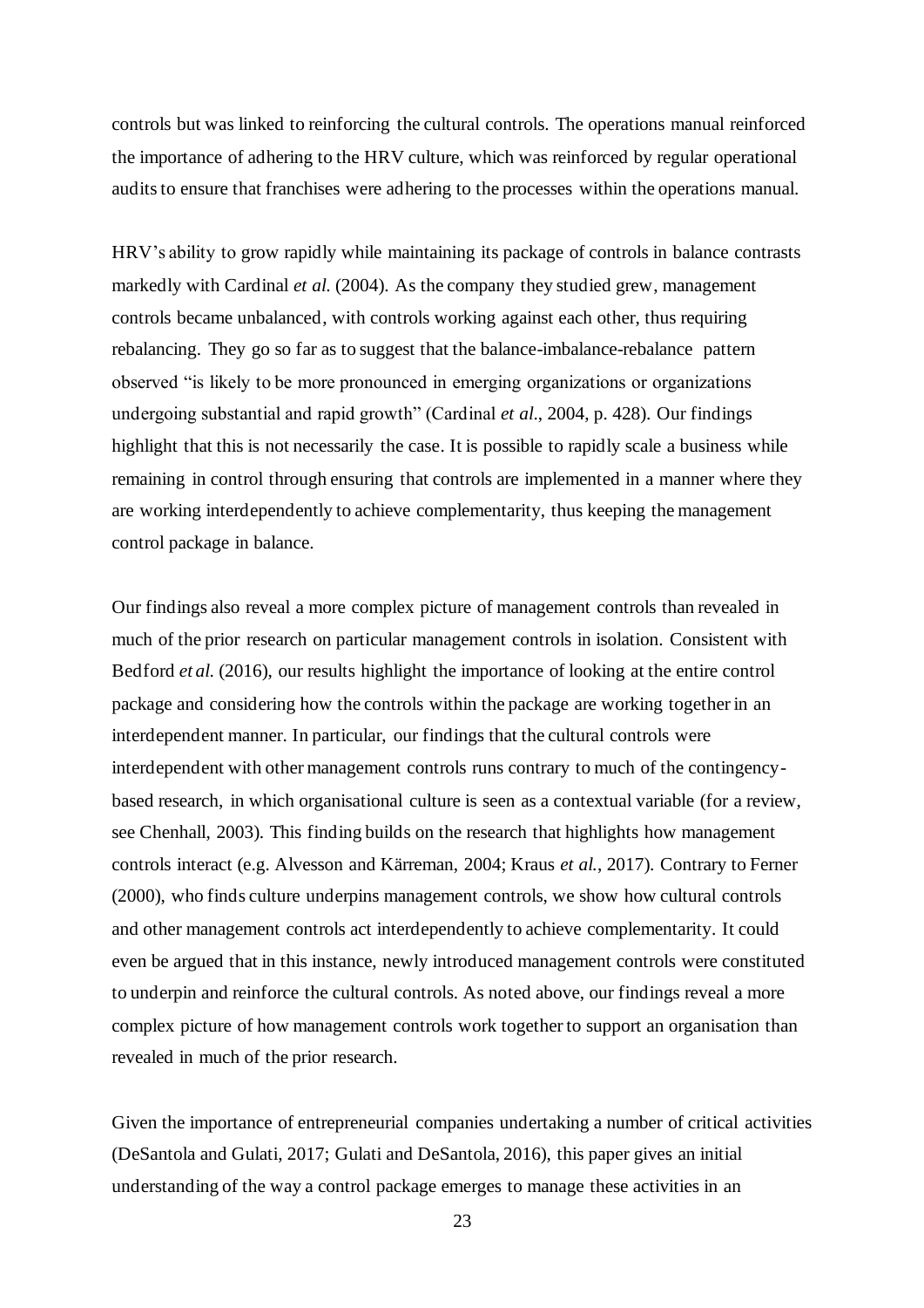controls but was linked to reinforcing the cultural controls. The operations manual reinforced the importance of adhering to the HRV culture, which was reinforced by regular operational audits to ensure that franchises were adhering to the processes within the operations manual.

HRV's ability to grow rapidly while maintaining its package of controls in balance contrasts markedly with Cardinal *et al.* (2004). As the company they studied grew, management controls became unbalanced, with controls working against each other, thus requiring rebalancing. They go so far as to suggest that the balance-imbalance-rebalance pattern observed "is likely to be more pronounced in emerging organizations or organizations undergoing substantial and rapid growth" (Cardinal *et al.*, 2004, p. 428). Our findings highlight that this is not necessarily the case. It is possible to rapidly scale a business while remaining in control through ensuring that controls are implemented in a manner where they are working interdependently to achieve complementarity, thus keeping the management control package in balance.

Our findings also reveal a more complex picture of management controls than revealed in much of the prior research on particular management controls in isolation. Consistent with Bedford *et al.* (2016), our results highlight the importance of looking at the entire control package and considering how the controls within the package are working together in an interdependent manner. In particular, our findings that the cultural controls were interdependent with other management controls runs contrary to much of the contingency-based research, in which organisational culture is seen as a contextual variable (for a review, see Chenhall, 2003). This finding builds on the research that highlights how management controls interact (e.g. Alvesson and Kärreman, 2004; Kraus *et al.*, 2017). Contrary to Ferner (2000), who finds culture underpins management controls, we show how cultural controls and other management controls act interdependently to achieve complementarity. It could even be argued that in this instance, newly introduced management controls were constituted to underpin and reinforce the cultural controls. As noted above, our findings reveal a more complex picture of how management controls work together to support an organisation than revealed in much of the prior research.

Given the importance of entrepreneurial companies undertaking a number of critical activities (DeSantola and Gulati, 2017; Gulati and DeSantola, 2016), this paper gives an initial understanding of the way a control package emerges to manage these activities in an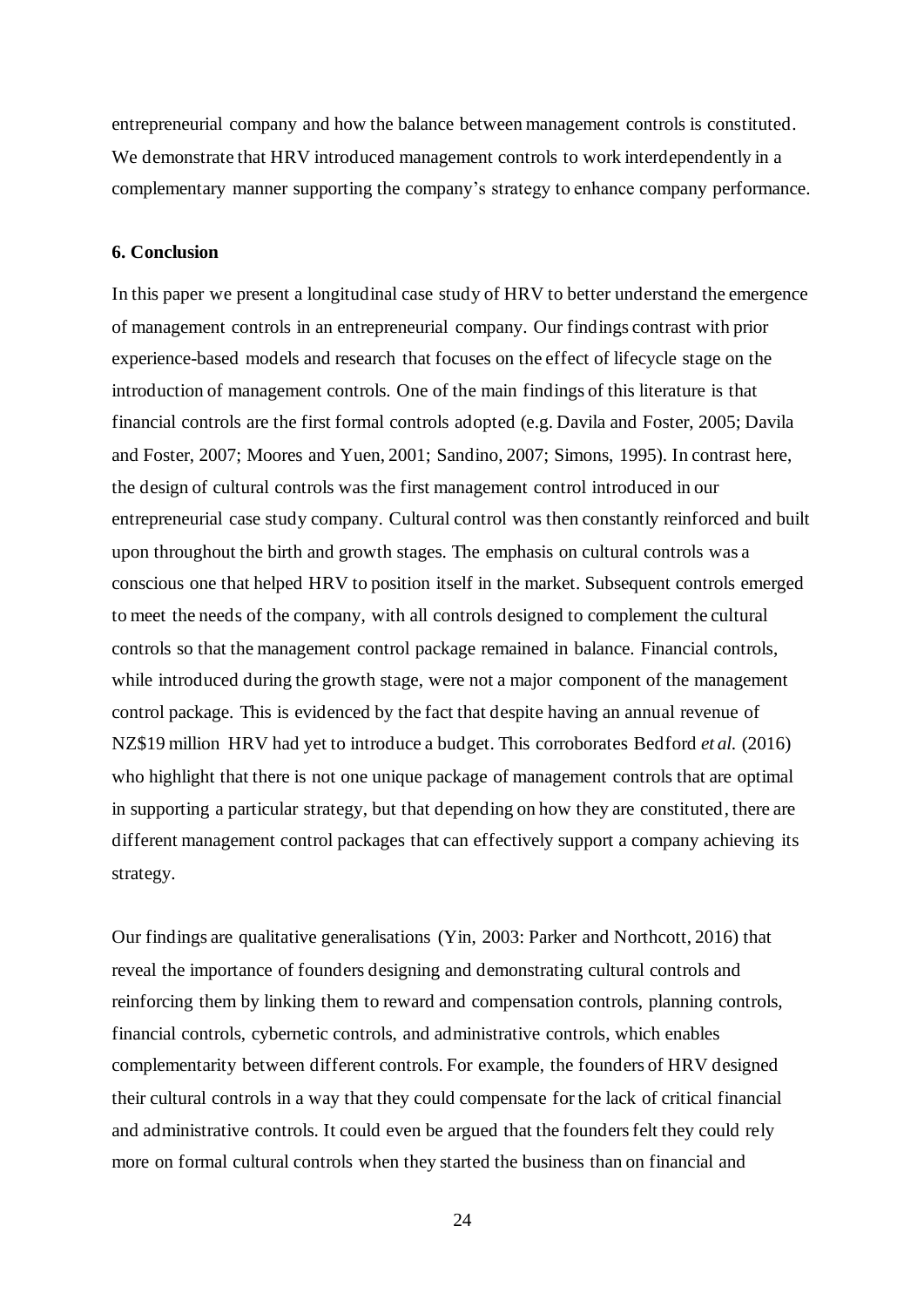entrepreneurial company and how the balance between management controls is constituted. We demonstrate that HRV introduced management controls to work interdependently in a complementary manner supporting the company's strategy to enhance company performance.

## 6. Conclusion

In this paper we present a longitudinal case study of HRV to better understand the emergence of management controls in an entrepreneurial company. Our findings contrast with prior experience-based models and research that focuses on the effect of lifecycle stage on the introduction of management controls. One of the main findings of this literature is that financial controls are the first formal controls adopted (e.g. Davila and Foster, 2005; Davila and Foster, 2007; Moores and Yuen, 2001; Sandino, 2007; Simons, 1995). In contrast here, the design of cultural controls was the first management control introduced in our entrepreneurial case study company. Cultural control was then constantly reinforced and built upon throughout the birth and growth stages. The emphasis on cultural controls was a conscious one that helped HRV to position itself in the market. Subsequent controls emerged to meet the needs of the company, with all controls designed to complement the cultural controls so that the management control package remained in balance. Financial controls, while introduced during the growth stage, were not a major component of the management control package. This is evidenced by the fact that despite having an annual revenue of NZ$19 million HRV had yet to introduce a budget. This corroborates Bedford *et al.* (2016) who highlight that there is not one unique package of management controls that are optimal in supporting a particular strategy, but that depending on how they are constituted, there are different management control packages that can effectively support a company achieving its strategy.

Our findings are qualitative generalisations (Yin, 2003: Parker and Northcott, 2016) that reveal the importance of founders designing and demonstrating cultural controls and reinforcing them by linking them to reward and compensation controls, planning controls, financial controls, cybernetic controls, and administrative controls, which enables complementarity between different controls. For example, the founders of HRV designed their cultural controls in a way that they could compensate for the lack of critical financial and administrative controls. It could even be argued that the founders felt they could rely more on formal cultural controls when they started the business than on financial and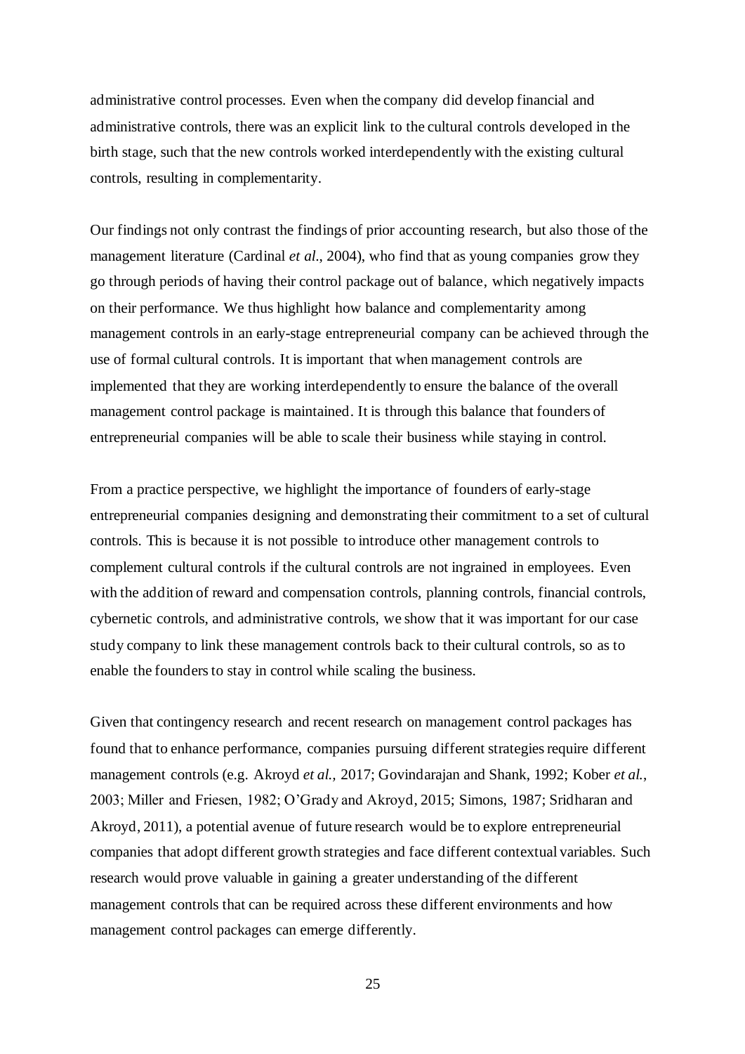administrative control processes. Even when the company did develop financial and administrative controls, there was an explicit link to the cultural controls developed in the birth stage, such that the new controls worked interdependently with the existing cultural controls, resulting in complementarity.

Our findings not only contrast the findings of prior accounting research, but also those of the management literature (Cardinal *et al*., 2004), who find that as young companies grow they go through periods of having their control package out of balance, which negatively impacts on their performance. We thus highlight how balance and complementarity among management controls in an early-stage entrepreneurial company can be achieved through the use of formal cultural controls. It is important that when management controls are implemented that they are working interdependently to ensure the balance of the overall management control package is maintained. It is through this balance that founders of entrepreneurial companies will be able to scale their business while staying in control.

From a practice perspective, we highlight the importance of founders of early-stage entrepreneurial companies designing and demonstrating their commitment to a set of cultural controls. This is because it is not possible to introduce other management controls to complement cultural controls if the cultural controls are not ingrained in employees. Even with the addition of reward and compensation controls, planning controls, financial controls, cybernetic controls, and administrative controls, we show that it was important for our case study company to link these management controls back to their cultural controls, so as to enable the founders to stay in control while scaling the business.

Given that contingency research and recent research on management control packages has found that to enhance performance, companies pursuing different strategies require different management controls (e.g. Akroyd *et al.*, 2017; Govindarajan and Shank, 1992; Kober *et al.*, 2003; Miller and Friesen, 1982; O'Grady and Akroyd, 2015; Simons, 1987; Sridharan and Akroyd, 2011), a potential avenue of future research would be to explore entrepreneurial companies that adopt different growth strategies and face different contextual variables. Such research would prove valuable in gaining a greater understanding of the different management controls that can be required across these different environments and how management control packages can emerge differently.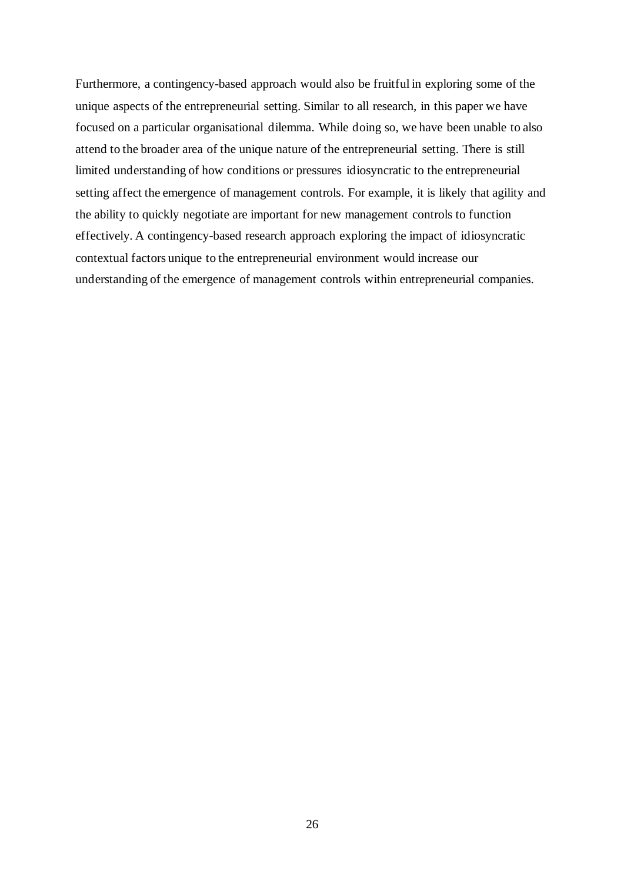Furthermore, a contingency-based approach would also be fruitful in exploring some of the unique aspects of the entrepreneurial setting. Similar to all research, in this paper we have focused on a particular organisational dilemma. While doing so, we have been unable to also attend to the broader area of the unique nature of the entrepreneurial setting. There is still limited understanding of how conditions or pressures idiosyncratic to the entrepreneurial setting affect the emergence of management controls. For example, it is likely that agility and the ability to quickly negotiate are important for new management controls to function effectively. A contingency-based research approach exploring the impact of idiosyncratic contextual factors unique to the entrepreneurial environment would increase our understanding of the emergence of management controls within entrepreneurial companies.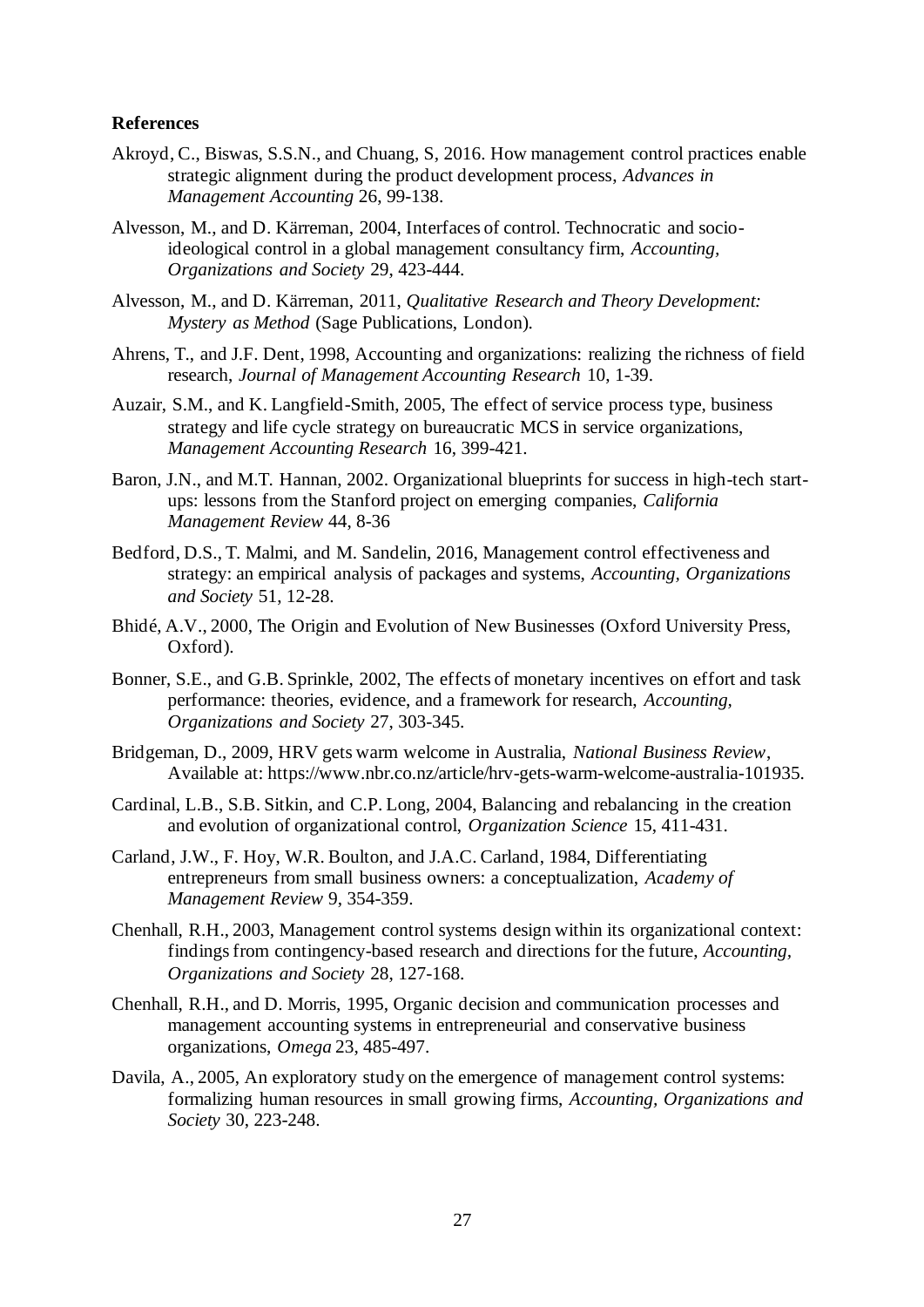**References**

Akroyd, C., Biswas, S.S.N., and Chuang, S, 2016. How management control practices enable strategic alignment during the product development process, *Advances in Management Accounting* 26, 99-138.

Alvesson, M., and D. Kärreman, 2004, Interfaces of control. Technocratic and socio-ideological control in a global management consultancy firm, *Accounting, Organizations and Society* 29, 423-444.

Alvesson, M., and D. Kärreman, 2011, *Qualitative Research and Theory Development: Mystery as Method* (Sage Publications, London).

Ahrens, T., and J.F. Dent, 1998, Accounting and organizations: realizing the richness of field research, *Journal of Management Accounting Research* 10, 1-39.

Auzair, S.M., and K. Langfield-Smith, 2005, The effect of service process type, business strategy and life cycle strategy on bureaucratic MCS in service organizations, *Management Accounting Research* 16, 399-421.

Baron, J.N., and M.T. Hannan, 2002. Organizational blueprints for success in high-tech start-ups: lessons from the Stanford project on emerging companies, *California Management Review* 44, 8-36

Bedford, D.S., T. Malmi, and M. Sandelin, 2016, Management control effectiveness and strategy: an empirical analysis of packages and systems, *Accounting, Organizations and Society* 51, 12-28.

Bhidé, A.V., 2000, The Origin and Evolution of New Businesses (Oxford University Press, Oxford).

Bonner, S.E., and G.B. Sprinkle, 2002, The effects of monetary incentives on effort and task performance: theories, evidence, and a framework for research, *Accounting, Organizations and Society* 27, 303-345.

Bridgeman, D., 2009, HRV gets warm welcome in Australia, *National Business Review*, Available at: https://www.nbr.co.nz/article/hrv-gets-warm-welcome-australia-101935.

Cardinal, L.B., S.B. Sitkin, and C.P. Long, 2004, Balancing and rebalancing in the creation and evolution of organizational control, *Organization Science* 15, 411-431.

Carland, J.W., F. Hoy, W.R. Boulton, and J.A.C. Carland, 1984, Differentiating entrepreneurs from small business owners: a conceptualization, *Academy of Management Review* 9, 354-359.

Chenhall, R.H., 2003, Management control systems design within its organizational context: findings from contingency-based research and directions for the future, *Accounting, Organizations and Society* 28, 127-168.

Chenhall, R.H., and D. Morris, 1995, Organic decision and communication processes and management accounting systems in entrepreneurial and conservative business organizations, *Omega* 23, 485-497.

Davila, A., 2005, An exploratory study on the emergence of management control systems: formalizing human resources in small growing firms, *Accounting, Organizations and Society* 30, 223-248.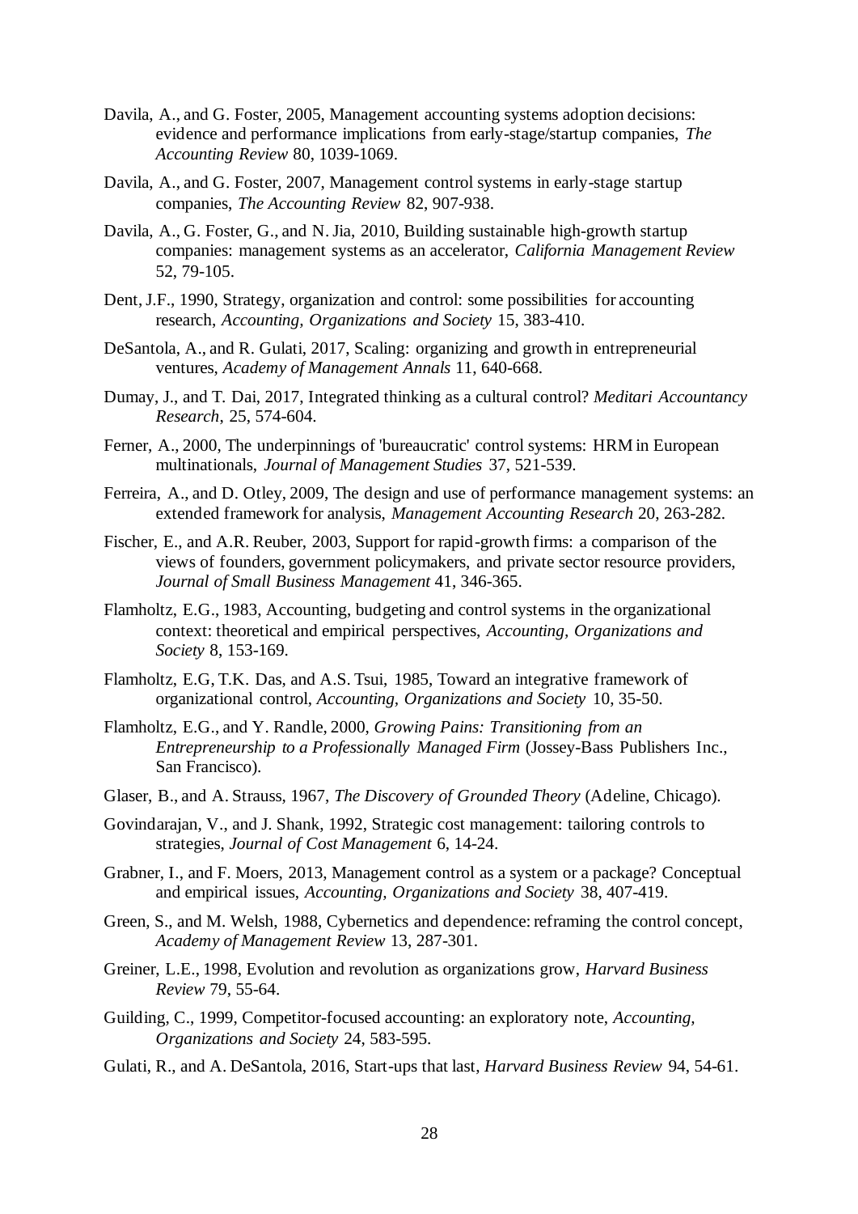Davila, A., and G. Foster, 2005, Management accounting systems adoption decisions: evidence and performance implications from early-stage/startup companies, *The Accounting Review* 80, 1039-1069.

Davila, A., and G. Foster, 2007, Management control systems in early-stage startup companies, *The Accounting Review* 82, 907-938.

Davila, A., G. Foster, G., and N. Jia, 2010, Building sustainable high-growth startup companies: management systems as an accelerator, *California Management Review* 52, 79-105.

Dent, J.F., 1990, Strategy, organization and control: some possibilities for accounting research, *Accounting, Organizations and Society* 15, 383-410.

DeSantola, A., and R. Gulati, 2017, Scaling: organizing and growth in entrepreneurial ventures, *Academy of Management Annals* 11, 640-668.

Dumay, J., and T. Dai, 2017, Integrated thinking as a cultural control? *Meditari Accountancy Research*, 25, 574-604.

Ferner, A., 2000, The underpinnings of 'bureaucratic' control systems: HRM in European multinationals, *Journal of Management Studies* 37, 521-539.

Ferreira, A., and D. Otley, 2009, The design and use of performance management systems: an extended framework for analysis, *Management Accounting Research* 20, 263-282.

Fischer, E., and A.R. Reuber, 2003, Support for rapid-growth firms: a comparison of the views of founders, government policymakers, and private sector resource providers, *Journal of Small Business Management* 41, 346-365.

Flamholtz, E.G., 1983, Accounting, budgeting and control systems in the organizational context: theoretical and empirical perspectives, *Accounting, Organizations and Society* 8, 153-169.

Flamholtz, E.G, T.K. Das, and A.S. Tsui, 1985, Toward an integrative framework of organizational control, *Accounting, Organizations and Society* 10, 35-50.

Flamholtz, E.G., and Y. Randle, 2000, *Growing Pains: Transitioning from an Entrepreneurship to a Professionally Managed Firm* (Jossey-Bass Publishers Inc., San Francisco).

Glaser, B., and A. Strauss, 1967, *The Discovery of Grounded Theory* (Adeline, Chicago).

Govindarajan, V., and J. Shank, 1992, Strategic cost management: tailoring controls to strategies, *Journal of Cost Management* 6, 14-24.

Grabner, I., and F. Moers, 2013, Management control as a system or a package? Conceptual and empirical issues, *Accounting, Organizations and Society* 38, 407-419.

Green, S., and M. Welsh, 1988, Cybernetics and dependence: reframing the control concept, *Academy of Management Review* 13, 287-301.

Greiner, L.E., 1998, Evolution and revolution as organizations grow, *Harvard Business Review* 79, 55-64.

Guilding, C., 1999, Competitor-focused accounting: an exploratory note, *Accounting, Organizations and Society* 24, 583-595.

Gulati, R., and A. DeSantola, 2016, Start-ups that last, *Harvard Business Review* 94, 54-61.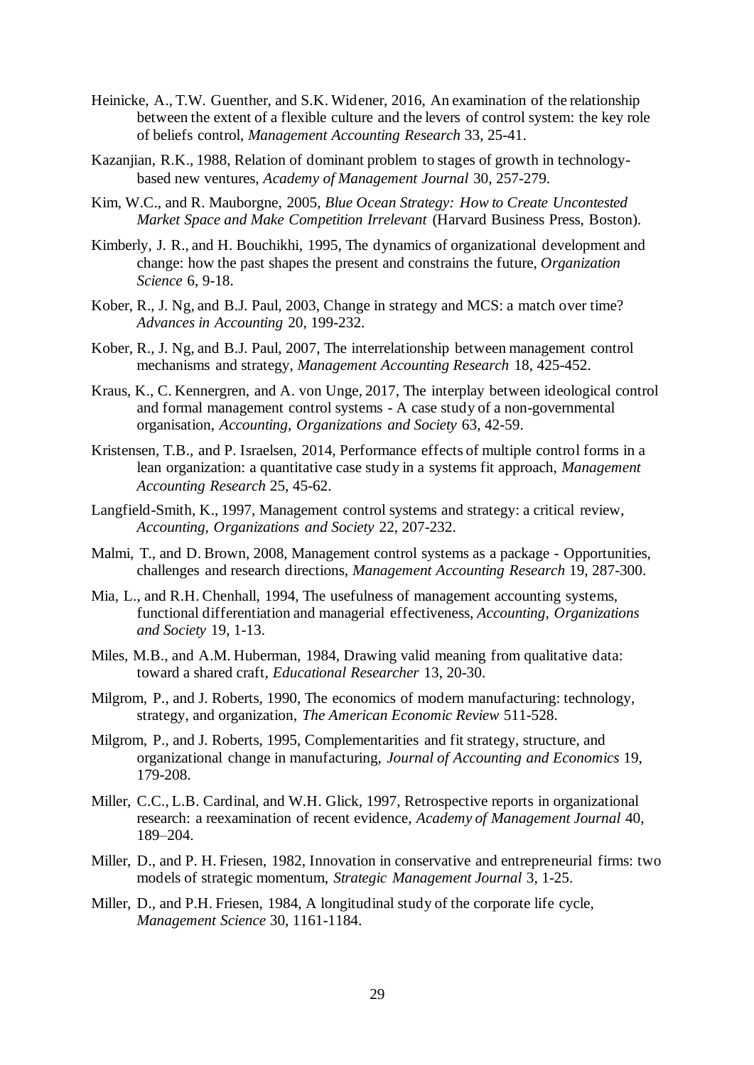Heinicke, A., T.W. Guenther, and S.K. Widener, 2016, An examination of the relationship between the extent of a flexible culture and the levers of control system: the key role of beliefs control, *Management Accounting Research* 33, 25-41.

Kazanjian, R.K., 1988, Relation of dominant problem to stages of growth in technology-based new ventures, *Academy of Management Journal* 30, 257-279.

Kim, W.C., and R. Mauborgne, 2005, *Blue Ocean Strategy: How to Create Uncontested Market Space and Make Competition Irrelevant* (Harvard Business Press, Boston).

Kimberly, J. R., and H. Bouchikhi, 1995, The dynamics of organizational development and change: how the past shapes the present and constrains the future, *Organization Science* 6, 9-18.

Kober, R., J. Ng, and B.J. Paul, 2003, Change in strategy and MCS: a match over time? *Advances in Accounting* 20, 199-232.

Kober, R., J. Ng, and B.J. Paul, 2007, The interrelationship between management control mechanisms and strategy, *Management Accounting Research* 18, 425-452.

Kraus, K., C. Kennergren, and A. von Unge, 2017, The interplay between ideological control and formal management control systems - A case study of a non-governmental organisation, *Accounting, Organizations and Society* 63, 42-59.

Kristensen, T.B., and P. Israelsen, 2014, Performance effects of multiple control forms in a lean organization: a quantitative case study in a systems fit approach, *Management Accounting Research* 25, 45-62.

Langfield-Smith, K., 1997, Management control systems and strategy: a critical review, *Accounting, Organizations and Society* 22, 207-232.

Malmi, T., and D. Brown, 2008, Management control systems as a package - Opportunities, challenges and research directions, *Management Accounting Research* 19, 287-300.

Mia, L., and R.H. Chenhall, 1994, The usefulness of management accounting systems, functional differentiation and managerial effectiveness, *Accounting, Organizations and Society* 19, 1-13.

Miles, M.B., and A.M. Huberman, 1984, Drawing valid meaning from qualitative data: toward a shared craft, *Educational Researcher* 13, 20-30.

Milgrom, P., and J. Roberts, 1990, The economics of modern manufacturing: technology, strategy, and organization, *The American Economic Review* 511-528.

Milgrom, P., and J. Roberts, 1995, Complementarities and fit strategy, structure, and organizational change in manufacturing, *Journal of Accounting and Economics* 19, 179-208.

Miller, C.C., L.B. Cardinal, and W.H. Glick, 1997, Retrospective reports in organizational research: a reexamination of recent evidence, *Academy of Management Journal* 40, 189–204.

Miller, D., and P. H. Friesen, 1982, Innovation in conservative and entrepreneurial firms: two models of strategic momentum, *Strategic Management Journal* 3, 1-25.

Miller, D., and P.H. Friesen, 1984, A longitudinal study of the corporate life cycle, *Management Science* 30, 1161-1184.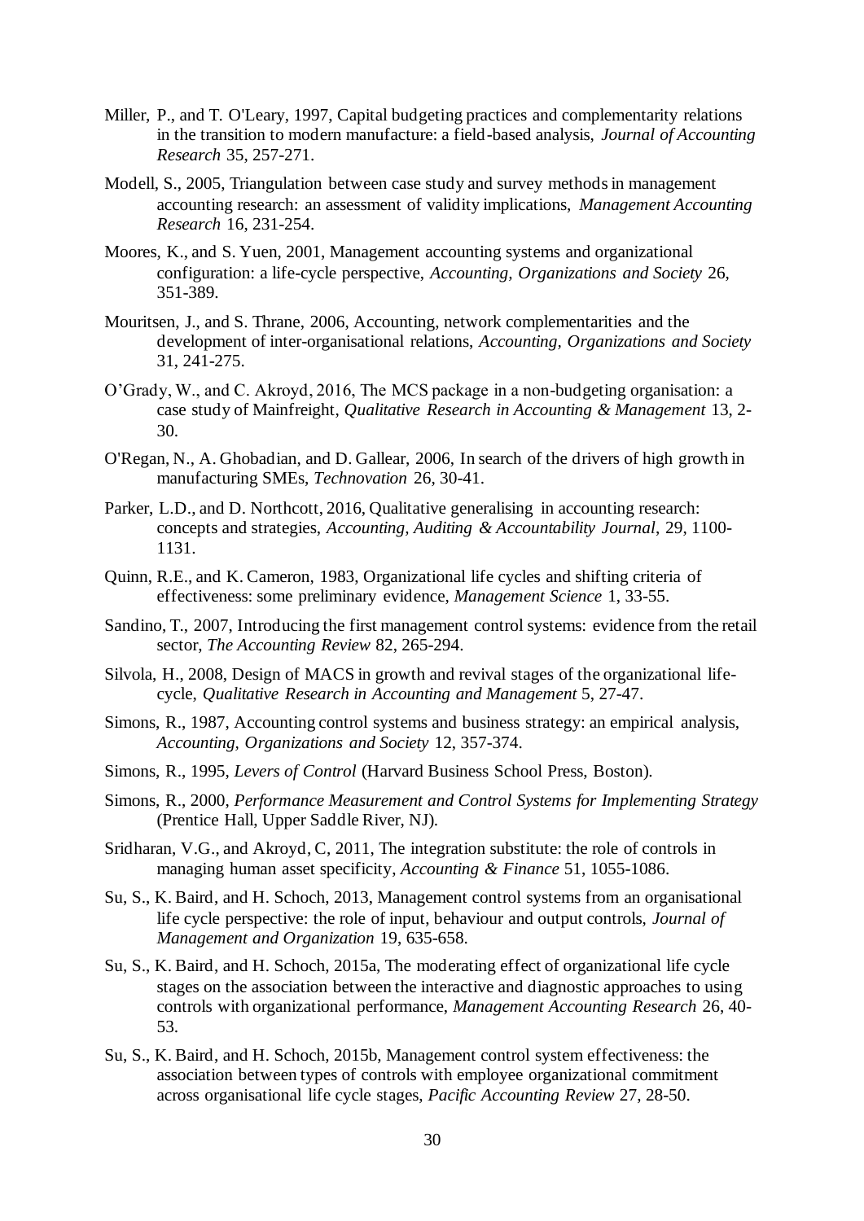Miller, P., and T. O'Leary, 1997, Capital budgeting practices and complementarity relations in the transition to modern manufacture: a field-based analysis, *Journal of Accounting Research* 35, 257-271.

Modell, S., 2005, Triangulation between case study and survey methods in management accounting research: an assessment of validity implications, *Management Accounting Research* 16, 231-254.

Moores, K., and S. Yuen, 2001, Management accounting systems and organizational configuration: a life-cycle perspective, *Accounting, Organizations and Society* 26, 351-389.

Mouritsen, J., and S. Thrane, 2006, Accounting, network complementarities and the development of inter-organisational relations, *Accounting, Organizations and Society* 31, 241-275.

O'Grady, W., and C. Akroyd, 2016, The MCS package in a non-budgeting organisation: a case study of Mainfreight, *Qualitative Research in Accounting & Management* 13, 2-30.

O'Regan, N., A. Ghobadian, and D. Gallear, 2006, In search of the drivers of high growth in manufacturing SMEs, *Technovation* 26, 30-41.

Parker, L.D., and D. Northcott, 2016, Qualitative generalising in accounting research: concepts and strategies, *Accounting, Auditing & Accountability Journal*, 29, 1100-1131.

Quinn, R.E., and K. Cameron, 1983, Organizational life cycles and shifting criteria of effectiveness: some preliminary evidence, *Management Science* 1, 33-55.

Sandino, T., 2007, Introducing the first management control systems: evidence from the retail sector, *The Accounting Review* 82, 265-294.

Silvola, H., 2008, Design of MACS in growth and revival stages of the organizational life-cycle, *Qualitative Research in Accounting and Management* 5, 27-47.

Simons, R., 1987, Accounting control systems and business strategy: an empirical analysis, *Accounting, Organizations and Society* 12, 357-374.

Simons, R., 1995, *Levers of Control* (Harvard Business School Press, Boston).

Simons, R., 2000, *Performance Measurement and Control Systems for Implementing Strategy* (Prentice Hall, Upper Saddle River, NJ).

Sridharan, V.G., and Akroyd, C, 2011, The integration substitute: the role of controls in managing human asset specificity, *Accounting & Finance* 51, 1055-1086.

Su, S., K. Baird, and H. Schoch, 2013, Management control systems from an organisational life cycle perspective: the role of input, behaviour and output controls, *Journal of Management and Organization* 19, 635-658.

Su, S., K. Baird, and H. Schoch, 2015a, The moderating effect of organizational life cycle stages on the association between the interactive and diagnostic approaches to using controls with organizational performance, *Management Accounting Research* 26, 40-53.

Su, S., K. Baird, and H. Schoch, 2015b, Management control system effectiveness: the association between types of controls with employee organizational commitment across organisational life cycle stages, *Pacific Accounting Review* 27, 28-50.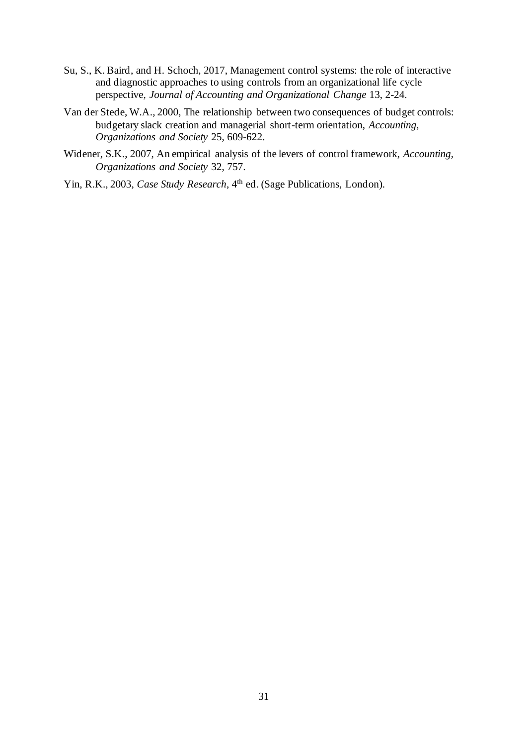Su, S., K. Baird, and H. Schoch, 2017, Management control systems: the role of interactive and diagnostic approaches to using controls from an organizational life cycle perspective, *Journal of Accounting and Organizational Change* 13, 2-24.

Van der Stede, W.A., 2000, The relationship between two consequences of budget controls: budgetary slack creation and managerial short-term orientation, *Accounting, Organizations and Society* 25, 609-622.

Widener, S.K., 2007, An empirical analysis of the levers of control framework, *Accounting, Organizations and Society* 32, 757.

Yin, R.K., 2003, *Case Study Research*, 4th ed. (Sage Publications, London).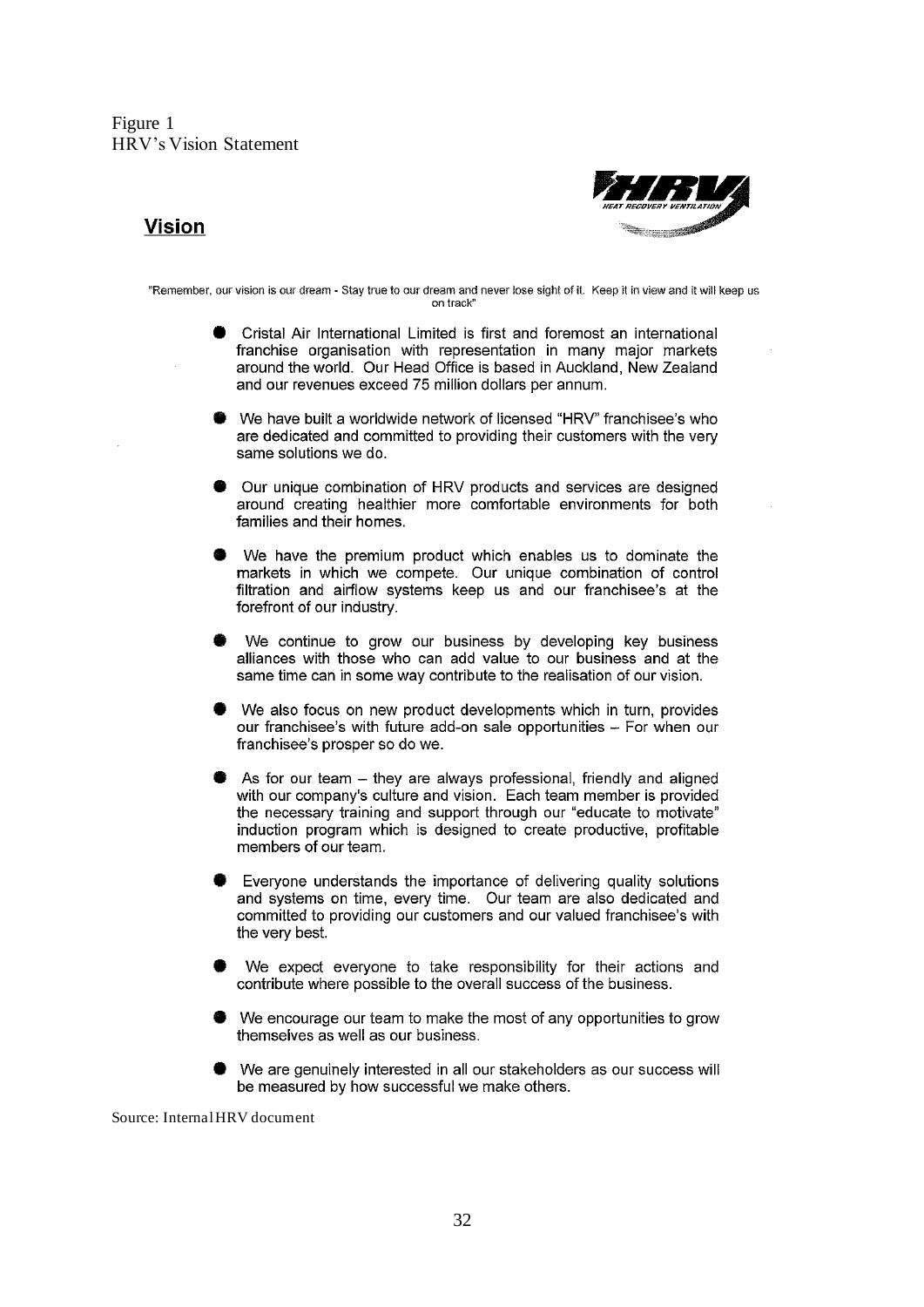Figure 1
HRV's Vision Statement

## Vision

"Remember, our vision is our dream - Stay true to our dream and never lose sight of it. Keep it in view and it will keep us on track"

- Cristal Air International Limited is first and foremost an international franchise organisation with representation in many major markets around the world. Our Head Office is based in Auckland, New Zealand and our revenues exceed 75 million dollars per annum.
- We have built a worldwide network of licensed "HRV" franchisee's who are dedicated and committed to providing their customers with the very same solutions we do.
- Our unique combination of HRV products and services are designed around creating healthier more comfortable environments for both families and their homes.
- We have the premium product which enables us to dominate the markets in which we compete. Our unique combination of control filtration and airflow systems keep us and our franchisee's at the forefront of our industry.
- We continue to grow our business by developing key business alliances with those who can add value to our business and at the same time can in some way contribute to the realisation of our vision.
- We also focus on new product developments which in turn, provides our franchisee's with future add-on sale opportunities – For when our franchisee's prosper so do we.
- As for our team – they are always professional, friendly and aligned with our company's culture and vision. Each team member is provided the necessary training and support through our "educate to motivate" induction program which is designed to create productive, profitable members of our team.
- Everyone understands the importance of delivering quality solutions and systems on time, every time. Our team are also dedicated and committed to providing our customers and our valued franchisee's with the very best.
- We expect everyone to take responsibility for their actions and contribute where possible to the overall success of the business.
- We encourage our team to make the most of any opportunities to grow themselves as well as our business.
- We are genuinely interested in all our stakeholders as our success will be measured by how successful we make others.

Source: Internal HRV document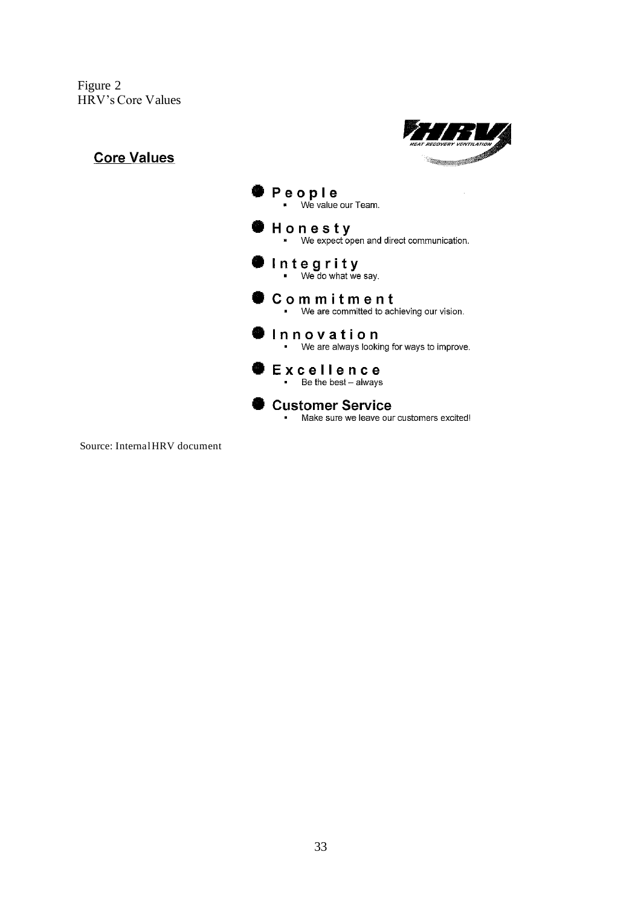Figure 2
HRV's Core Values

## Core Values

HRV HEAT RECOVERY VENTILATION

- **People**
  - We value our Team.
- **Honesty**
  - We expect open and direct communication.
- **Integrity**
  - We do what we say.
- **Commitment**
  - We are committed to achieving our vision.
- **Innovation**
  - We are always looking for ways to improve.
- **Excellence**
  - Be the best – always
- **Customer Service**
  - Make sure we leave our customers excited!

Source: Internal HRV document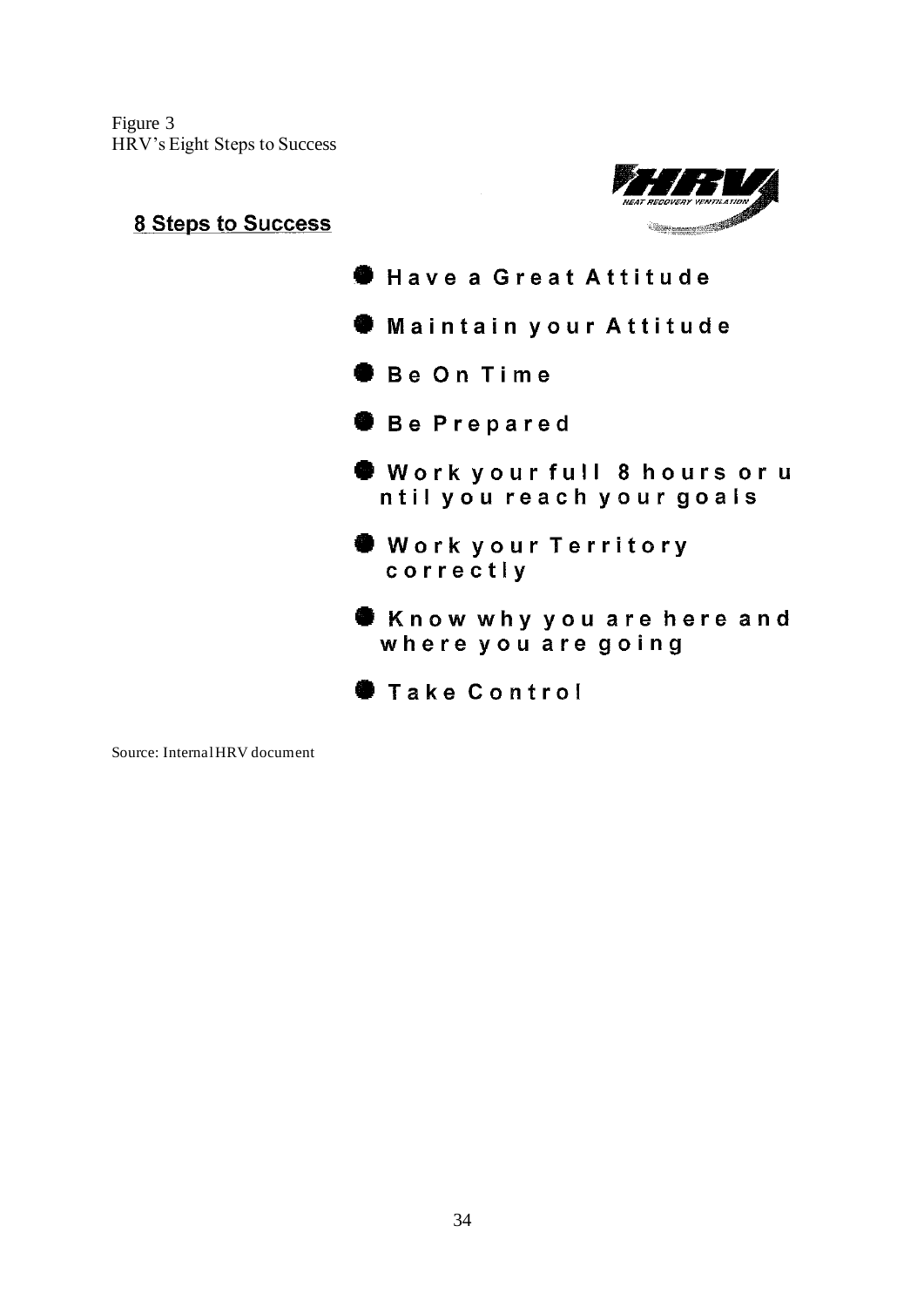Figure 3
HRV's Eight Steps to Success

**8 Steps to Success**

HRV HEAT RECOVERY VENTILATION

- Have a Great Attitude
- Maintain your Attitude
- Be On Time
- Be Prepared
- Work your full 8 hours or until you reach your goals
- Work your Territory correctly
- Know why you are here and where you are going
- Take Control

Source: Internal HRV document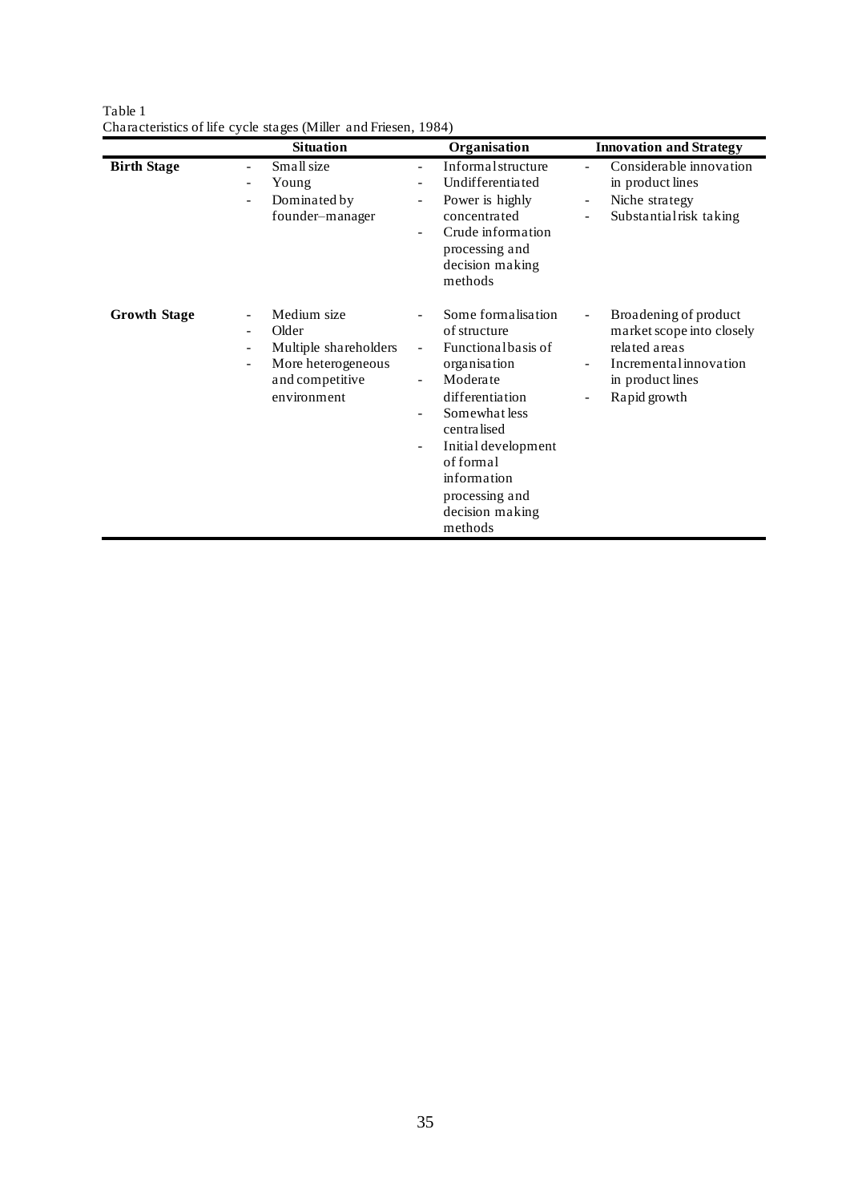Table 1
Characteristics of life cycle stages (Miller and Friesen, 1984)

| | Situation | Organisation | Innovation and Strategy |
|---|---|---|---|
| **Birth Stage** | - Small size<br>- Young<br>- Dominated by founder–manager | - Informal structure<br>- Undifferentiated<br>- Power is highly concentrated<br>- Crude information processing and decision making methods | - Considerable innovation in product lines<br>- Niche strategy<br>- Substantial risk taking |
| **Growth Stage** | - Medium size<br>- Older<br>- Multiple shareholders<br>- More heterogeneous and competitive environment | - Some formalisation of structure<br>- Functional basis of organisation<br>- Moderate differentiation<br>- Somewhat less centralised<br>- Initial development of formal information processing and decision making methods | - Broadening of product market scope into closely related areas<br>- Incremental innovation in product lines<br>- Rapid growth |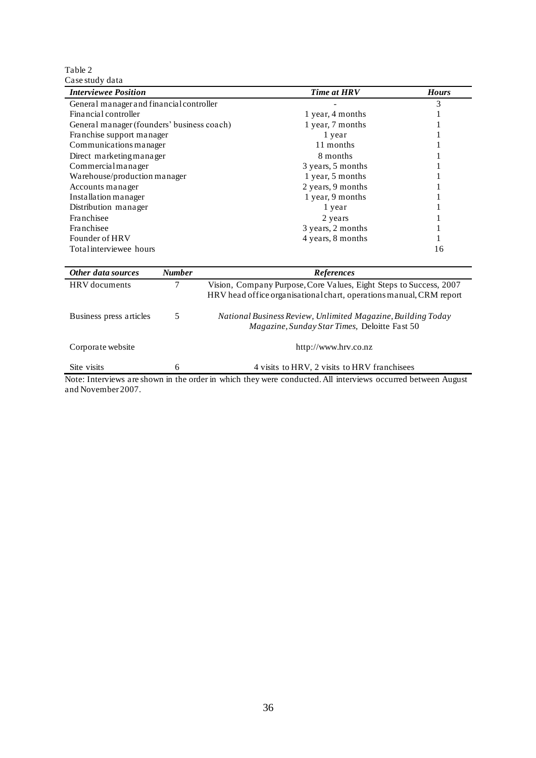Table 2
Case study data

| *Interviewee Position* | *Time at HRV* | *Hours* |
|---|---|---|
| General manager and financial controller | - | 3 |
| Financial controller | 1 year, 4 months | 1 |
| General manager (founders' business coach) | 1 year, 7 months | 1 |
| Franchise support manager | 1 year | 1 |
| Communications manager | 11 months | 1 |
| Direct marketing manager | 8 months | 1 |
| Commercial manager | 3 years, 5 months | 1 |
| Warehouse/production manager | 1 year, 5 months | 1 |
| Accounts manager | 2 years, 9 months | 1 |
| Installation manager | 1 year, 9 months | 1 |
| Distribution manager | 1 year | 1 |
| Franchisee | 2 years | 1 |
| Franchisee | 3 years, 2 months | 1 |
| Founder of HRV | 4 years, 8 months | 1 |
| Total interviewee hours | | 16 |

| *Other data sources* | *Number* | *References* |
|---|---|---|
| HRV documents | 7 | Vision, Company Purpose, Core Values, Eight Steps to Success, 2007 HRV head office organisational chart, operations manual, CRM report |
| Business press articles | 5 | *National Business Review, Unlimited Magazine, Building Today Magazine, Sunday Star Times*, Deloitte Fast 50 |
| Corporate website | | http://www.hrv.co.nz |
| Site visits | 6 | 4 visits to HRV, 2 visits to HRV franchisees |

Note: Interviews are shown in the order in which they were conducted. All interviews occurred between August and November 2007.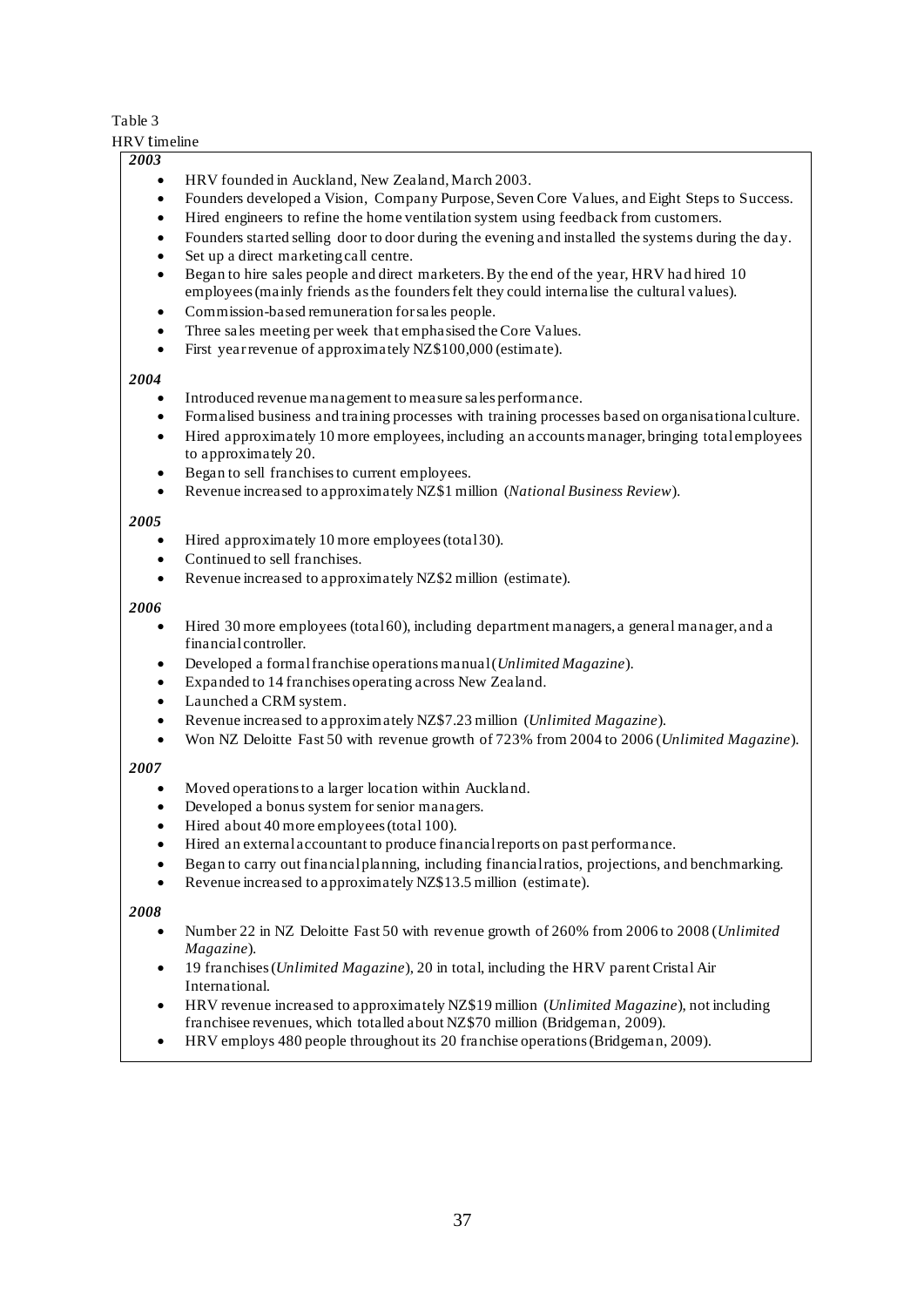Table 3

HRV timeline

***2003***

- HRV founded in Auckland, New Zealand, March 2003.
- Founders developed a Vision, Company Purpose, Seven Core Values, and Eight Steps to Success.
- Hired engineers to refine the home ventilation system using feedback from customers.
- Founders started selling door to door during the evening and installed the systems during the day.
- Set up a direct marketing call centre.
- Began to hire sales people and direct marketers. By the end of the year, HRV had hired 10 employees (mainly friends as the founders felt they could internalise the cultural values).
- Commission-based remuneration for sales people.
- Three sales meeting per week that emphasised the Core Values.
- First year revenue of approximately NZ$100,000 (estimate).

***2004***

- Introduced revenue management to measure sales performance.
- Formalised business and training processes with training processes based on organisational culture.
- Hired approximately 10 more employees, including an accounts manager, bringing total employees to approximately 20.
- Began to sell franchises to current employees.
- Revenue increased to approximately NZ$1 million (*National Business Review*).

***2005***

- Hired approximately 10 more employees (total 30).
- Continued to sell franchises.
- Revenue increased to approximately NZ$2 million (estimate).

***2006***

- Hired 30 more employees (total 60), including department managers, a general manager, and a financial controller.
- Developed a formal franchise operations manual (*Unlimited Magazine*).
- Expanded to 14 franchises operating across New Zealand.
- Launched a CRM system.
- Revenue increased to approximately NZ$7.23 million (*Unlimited Magazine*).
- Won NZ Deloitte Fast 50 with revenue growth of 723% from 2004 to 2006 (*Unlimited Magazine*).

***2007***

- Moved operations to a larger location within Auckland.
- Developed a bonus system for senior managers.
- Hired about 40 more employees (total 100).
- Hired an external accountant to produce financial reports on past performance.
- Began to carry out financial planning, including financial ratios, projections, and benchmarking.
- Revenue increased to approximately NZ$13.5 million (estimate).

***2008***

- Number 22 in NZ Deloitte Fast 50 with revenue growth of 260% from 2006 to 2008 (*Unlimited Magazine*).
- 19 franchises (*Unlimited Magazine*), 20 in total, including the HRV parent Cristal Air International.
- HRV revenue increased to approximately NZ$19 million (*Unlimited Magazine*), not including franchisee revenues, which totalled about NZ$70 million (Bridgeman, 2009).
- HRV employs 480 people throughout its 20 franchise operations (Bridgeman, 2009).